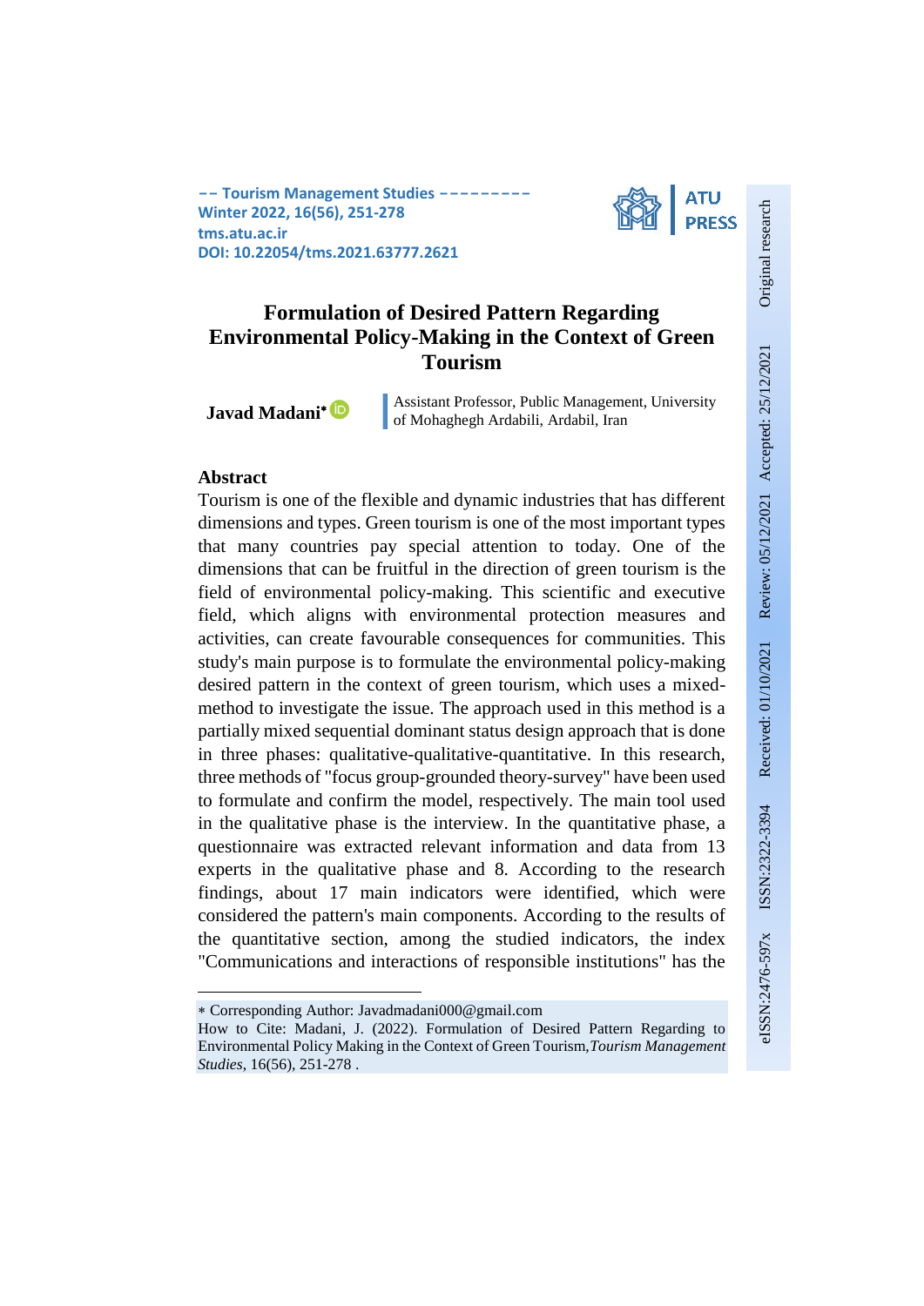-- Tourism Management Studies ---------
Winter 2022, 16(56), 251-278
tms.atu.ac.ir
DOI: 10.22054/tms.2021.63777.2621

ATU PRESS

Original research | Received: 01/10/2021 | Review: 05/12/2021 | Accepted: 25/12/2021 | ISSN:2322-3394 | eISSN:2476-597x

# Formulation of Desired Pattern Regarding Environmental Policy-Making in the Context of Green Tourism

**Javad Madani*** — Assistant Professor, Public Management, University of Mohaghegh Ardabili, Ardabil, Iran

## Abstract

Tourism is one of the flexible and dynamic industries that has different dimensions and types. Green tourism is one of the most important types that many countries pay special attention to today. One of the dimensions that can be fruitful in the direction of green tourism is the field of environmental policy-making. This scientific and executive field, which aligns with environmental protection measures and activities, can create favourable consequences for communities. This study's main purpose is to formulate the environmental policy-making desired pattern in the context of green tourism, which uses a mixed-method to investigate the issue. The approach used in this method is a partially mixed sequential dominant status design approach that is done in three phases: qualitative-qualitative-quantitative. In this research, three methods of "focus group-grounded theory-survey" have been used to formulate and confirm the model, respectively. The main tool used in the qualitative phase is the interview. In the quantitative phase, a questionnaire was extracted relevant information and data from 13 experts in the qualitative phase and 8. According to the research findings, about 17 main indicators were identified, which were considered the pattern's main components. According to the results of the quantitative section, among the studied indicators, the index "Communications and interactions of responsible institutions" has the

---

* Corresponding Author: Javadmadani000@gmail.com

How to Cite: Madani, J. (2022). Formulation of Desired Pattern Regarding to Environmental Policy Making in the Context of Green Tourism, *Tourism Management Studies*, 16(56), 251-278 .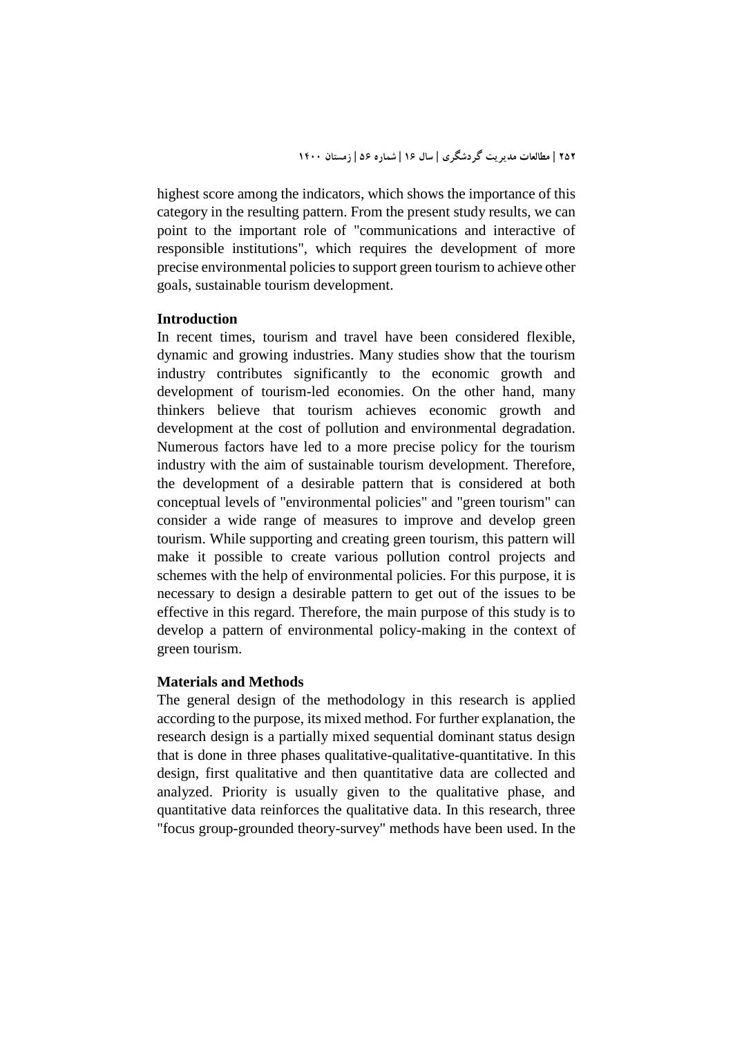highest score among the indicators, which shows the importance of this category in the resulting pattern. From the present study results, we can point to the important role of "communications and interactive of responsible institutions", which requires the development of more precise environmental policies to support green tourism to achieve other goals, sustainable tourism development.

**Introduction**

In recent times, tourism and travel have been considered flexible, dynamic and growing industries. Many studies show that the tourism industry contributes significantly to the economic growth and development of tourism-led economies. On the other hand, many thinkers believe that tourism achieves economic growth and development at the cost of pollution and environmental degradation. Numerous factors have led to a more precise policy for the tourism industry with the aim of sustainable tourism development. Therefore, the development of a desirable pattern that is considered at both conceptual levels of "environmental policies" and "green tourism" can consider a wide range of measures to improve and develop green tourism. While supporting and creating green tourism, this pattern will make it possible to create various pollution control projects and schemes with the help of environmental policies. For this purpose, it is necessary to design a desirable pattern to get out of the issues to be effective in this regard. Therefore, the main purpose of this study is to develop a pattern of environmental policy-making in the context of green tourism.

**Materials and Methods**

The general design of the methodology in this research is applied according to the purpose, its mixed method. For further explanation, the research design is a partially mixed sequential dominant status design that is done in three phases qualitative-qualitative-quantitative. In this design, first qualitative and then quantitative data are collected and analyzed. Priority is usually given to the qualitative phase, and quantitative data reinforces the qualitative data. In this research, three "focus group-grounded theory-survey" methods have been used. In the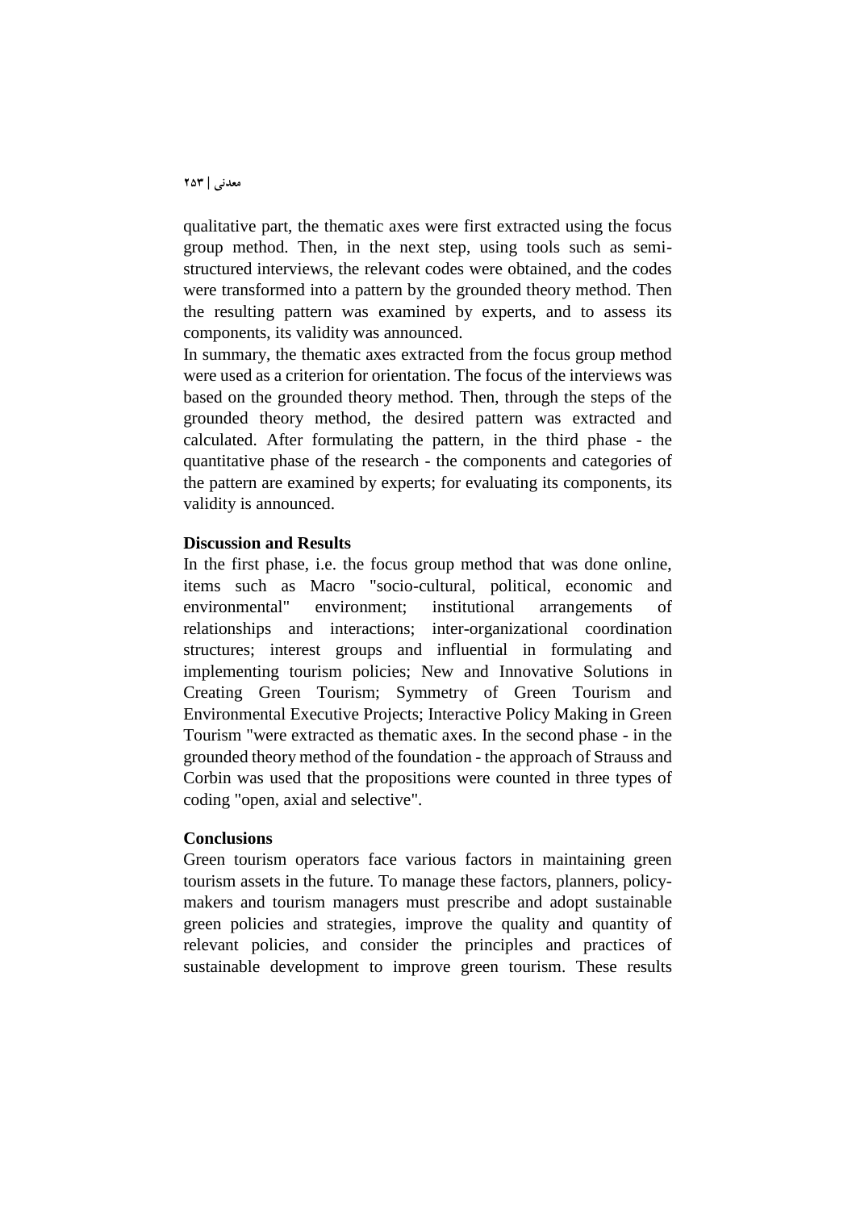qualitative part, the thematic axes were first extracted using the focus group method. Then, in the next step, using tools such as semi-structured interviews, the relevant codes were obtained, and the codes were transformed into a pattern by the grounded theory method. Then the resulting pattern was examined by experts, and to assess its components, its validity was announced.

In summary, the thematic axes extracted from the focus group method were used as a criterion for orientation. The focus of the interviews was based on the grounded theory method. Then, through the steps of the grounded theory method, the desired pattern was extracted and calculated. After formulating the pattern, in the third phase - the quantitative phase of the research - the components and categories of the pattern are examined by experts; for evaluating its components, its validity is announced.

**Discussion and Results**

In the first phase, i.e. the focus group method that was done online, items such as Macro "socio-cultural, political, economic and environmental" environment; institutional arrangements of relationships and interactions; inter-organizational coordination structures; interest groups and influential in formulating and implementing tourism policies; New and Innovative Solutions in Creating Green Tourism; Symmetry of Green Tourism and Environmental Executive Projects; Interactive Policy Making in Green Tourism "were extracted as thematic axes. In the second phase - in the grounded theory method of the foundation - the approach of Strauss and Corbin was used that the propositions were counted in three types of coding "open, axial and selective".

**Conclusions**

Green tourism operators face various factors in maintaining green tourism assets in the future. To manage these factors, planners, policy-makers and tourism managers must prescribe and adopt sustainable green policies and strategies, improve the quality and quantity of relevant policies, and consider the principles and practices of sustainable development to improve green tourism. These results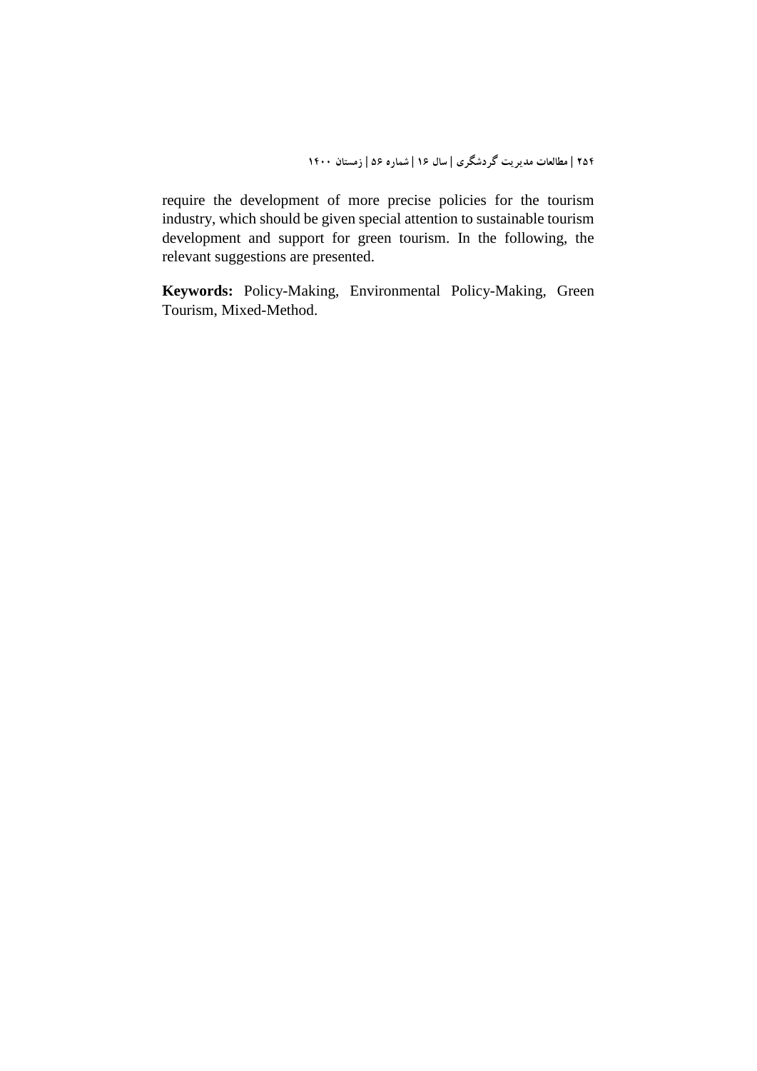require the development of more precise policies for the tourism industry, which should be given special attention to sustainable tourism development and support for green tourism. In the following, the relevant suggestions are presented.

**Keywords:** Policy-Making, Environmental Policy-Making, Green Tourism, Mixed-Method.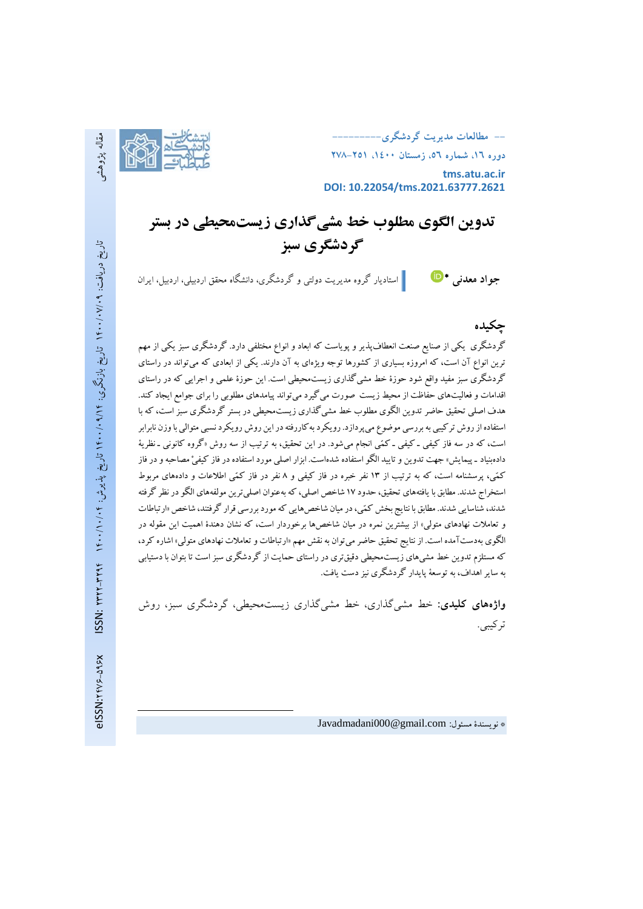مقاله پژوهشی

تاریخ دریافت: ۱۴۰۰/۰۷/۰۹ تاریخ بازنگری: ۱۴۰۰/۰۹/۱۴ تاریخ پذیرش: ۱۴۰۰/۱۰/۰۴

ISSN: ۲۳۲۲-۳۴۹۴
eISSN:۲۴۷۶-۵۹۶X

tms.atu.ac.ir
DOI: 10.22054/tms.2021.63777.2621

# تدوین الگوی مطلوب خط مشی‌گذاری زیست‌محیطی در بستر گردشگری سبز

**جواد معدنی** * استادیار گروه مدیریت دولتی و گردشگری، دانشگاه محقق اردبیلی، اردبیل، ایران

## چکیده

گردشگری یکی از صنایع صنعت انعطاف‌پذیر و پویاست که ابعاد و انواع مختلفی دارد. گردشگری سبز یکی از مهم ترین انواع آن است، که امروزه بسیاری از کشورها توجه ویژه‌ای به آن دارند. یکی از ابعادی که می‌تواند در راستای گردشگری سبز مفید واقع شود حوزهٔ خط مشی‌گذاری زیست‌محیطی است. این حوزهٔ علمی و اجرایی که در راستای اقدامات و فعالیت‌های حفاظت از محیط زیست صورت می گیرد می‌تواند پیامدهای مطلوبی را برای جوامع ایجاد کند. هدف اصلی تحقیق حاضر تدوین الگوی مطلوب خط مشی‌گذاری زیست‌محیطی در بستر گردشگری سبز است، که با استفاده از روش ترکیبی به بررسی موضوع می‌پردازد. رویکرد به‌کاررفته در این روش رویکرد نسبی متوالی با وزن نابرابر است، که در سه فاز کیفی ـ کیفی ـ کمّی انجام می‌شود. در این تحقیق، به ترتیب از سه روش «گروه کانونی ـ نظریهٔ داده‌بنیاد ـ پیمایش» جهت تدوین و تایید الگو استفاده شده‌است. ابزار اصلی مورد استفاده در فاز کیفیْ مصاحبه و در فاز کمّی، پرسشنامه است، که به ترتیب از ۱۳ نفر خبره در فاز کیفی و ۸ نفر در فاز کمّی اطلاعات و داده‌های مربوط استخراج شدند. مطابق با یافته‌های تحقیق، حدود ۱۷ شاخص اصلی، که به‌عنوان اصلی‌ترین مولفه‌های الگو در نظر گرفته شدند، شناسایی شدند. مطابق با نتایج بخش کمّی، در میان شاخص‌هایی که مورد بررسی قرار گرفتند، شاخص «ارتباطات و تعاملات نهادهای متولی» از بیشترین نمره در میان شاخص‌ها برخوردار است، که نشان دهندهٔ اهمیت این مقوله در الگوی به‌دست‌آمده است. از نتایج تحقیق حاضر می‌توان به نقش مهم «ارتباطات و تعاملات نهادهای متولی» اشاره کرد، که مستلزم تدوین خط مشی‌های زیست‌محیطی دقیق‌تری در راستای حمایت از گردشگری سبز است تا بتوان با دستیابی به سایر اهداف، به توسعهٔ پایدار گردشگری نیز دست یافت.

**واژه‌های کلیدی:** خط مشی‌گذاری، خط مشی‌گذاری زیست‌محیطی، گردشگری سبز، روش ترکیبی.

* نویسندهٔ مسئول: Javadmadani000@gmail.com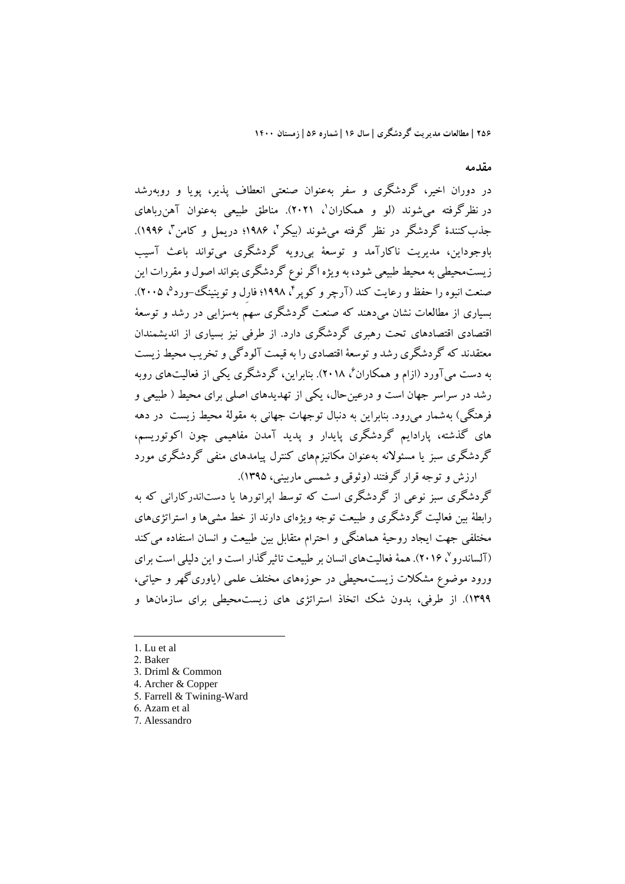## مقدمه

در دوران اخیر، گردشگری و سفر به‌عنوان صنعتی انعطاف پذیر، پویا و روبه‌رشد در نظرگرفته می‌شوند (لو و همکاران[1]، ۲۰۲۱). مناطق طبیعی به‌عنوان آهن‌رباهای جذب‌کنندهٔ گردشگر در نظر گرفته می‌شوند (بیکر[2]، ۱۹۸۶؛ دریمل و کامن[3]، ۱۹۹۶). باوجوداین، مدیریت ناکارآمد و توسعهٔ بی‌رویه گردشگری می‌تواند باعث آسیب زیست‌محیطی به محیط طبیعی شود، به ویژه اگر نوع گردشگری بتواند اصول و مقررات این صنعت انبوه را حفظ و رعایت کند (آرچر و کوپر[4]، ۱۹۹۸؛ فارل و توینینگ-ورد[5]، ۲۰۰۵). بسیاری از مطالعات نشان می‌دهند که صنعت گردشگری سهمِ به‌سزایی در رشد و توسعهٔ اقتصادهای تحت رهبری گردشگری دارد. از طرفی نیز بسیاری از اندیشمندان معتقدند که گردشگری رشد و توسعهٔ اقتصادی را به قیمت آلودگی و تخریب محیط زیست به دست می‌آورد (ازام و همکاران[6]، ۲۰۱۸). بنابراین، گردشگری یکی از فعالیت‌های روبه رشد در سراسر جهان است و درعین‌حال، یکی از تهدیدهای اصلی برای محیط ( طبیعی و فرهنگی) به‌شمار می‌رود. بنابراین به دنبال توجهات جهانی به مقولهٔ محیط زیست در دهه های گذشته، پارادایم گردشگری پایدار و پدید آمدن مفاهیمی چون اکوتوریسم، گردشگری سبز یا مسئولانه به‌عنوان مکانیزم‌های کنترل پیامدهای منفی گردشگری مورد ارزش و توجه قرار گرفتند (وثوقی و شمسی ماربینی، ۱۳۹۵).

گردشگری سبز نوعی از گردشگری است که توسط اپراتورها یا دست‌اندرکارانی که به رابطهٔ بین فعالیت گردشگری و طبیعت توجه ویژه‌ای دارند از خط مشی‌ها و استراتژی‌های مختلفی جهت ایجاد روحیهٔ هماهنگی و احترام متقابل بین طبیعت و انسان استفاده می‌کند (آلساندرو[7]، ۲۰۱۶). همهٔ فعالیت‌های انسان بر طبیعت تاثیرگذار است و این دلیلی است برای ورود موضوع مشکلات زیست‌محیطی در حوزه‌های مختلف علمی (یاوری‌گهر و حیاتی، ۱۳۹۹). از طرفی، بدون شک اتخاذ استراتژی های زیست‌محیطی برای سازمان‌ها و

---

1. Lu et al
2. Baker
3. Driml & Common
4. Archer & Copper
5. Farrell & Twining-Ward
6. Azam et al
7. Alessandro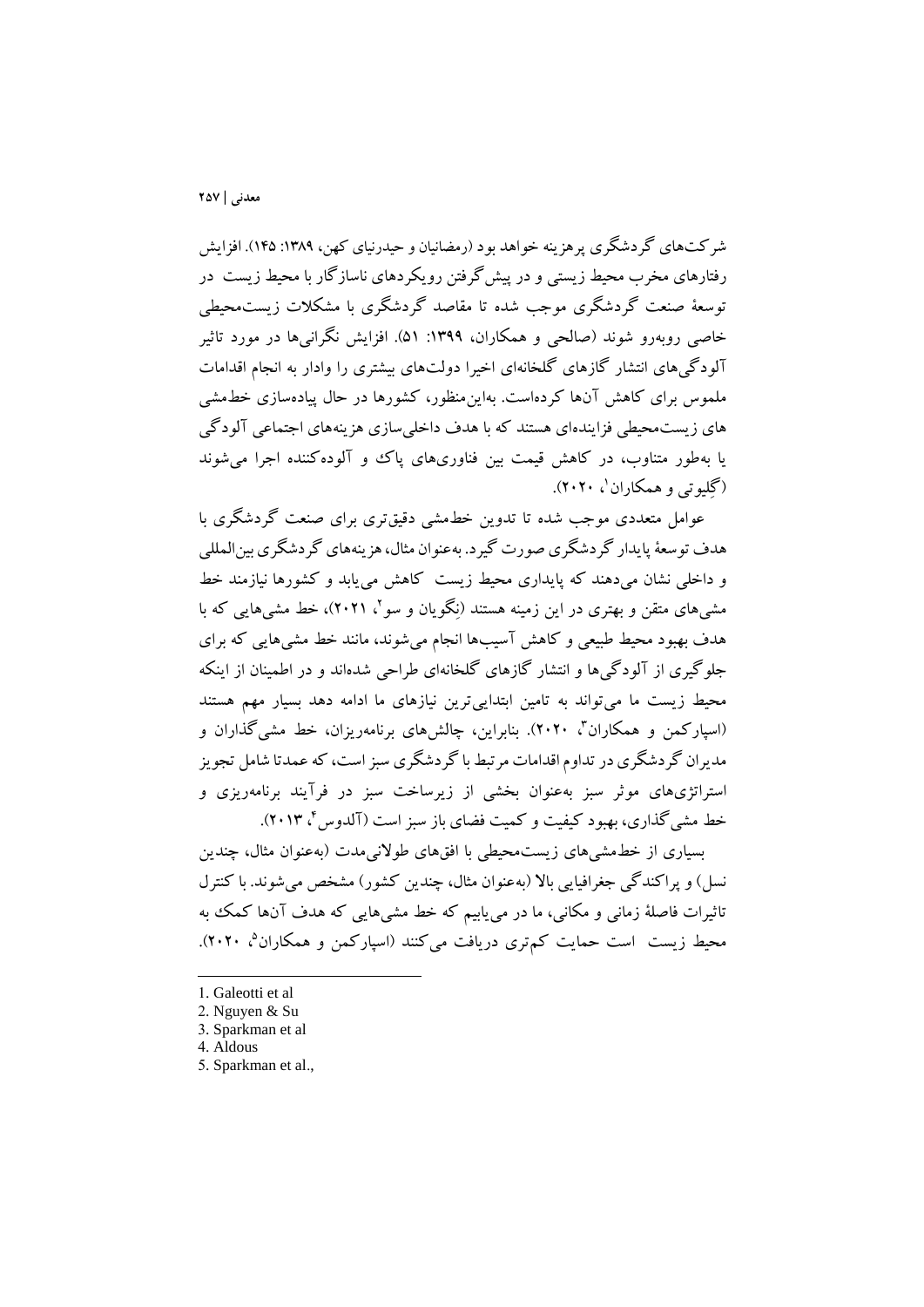شرکت‌های گردشگری پرهزینه خواهد بود (رمضانیان و حیدرنیای کهن، ۱۳۸۹: ۱۴۵). افزایش رفتارهای مخرب محیط زیستی و در پیش‌گرفتن رویکردهای ناسازگار با محیط زیست در توسعهٔ صنعت گردشگری موجب شده تا مقاصد گردشگری با مشکلات زیست‌محیطی خاصی روبه‌رو شوند (صالحی و همکاران، ۱۳۹۹: ۵۱). افزایش نگرانی‌ها در مورد تاثیر آلودگی‌های انتشار گازهای گلخانه‌ای اخیرا دولت‌های بیشتری را وادار به انجام اقدامات ملموس برای کاهش آن‌ها کرده‌است. به‌این‌منظور، کشورها در حال پیاده‌سازی خط‌مشی های زیست‌محیطی فزاینده‌ای هستند که با هدف داخلی‌سازی هزینه‌های اجتماعی آلودگی یا به‌طور متناوب، در کاهش قیمت بین فناوری‌های پاک و آلوده‌کننده اجرا می‌شوند (گِلیوتی و همکاران[1]، ۲۰۲۰).

عوامل متعددی موجب شده تا تدوین خط‌مشی دقیق‌تری برای صنعت گردشگری با هدف توسعهٔ پایدار گردشگری صورت گیرد. به‌عنوان مثال، هزینه‌های گردشگری بین‌المللی و داخلی نشان می‌دهند که پایداری محیط زیست کاهش می‌یابد و کشورها نیازمند خط مشی‌های متقن و بهتری در این زمینه هستند (نِگویان و سو[2]، ۲۰۲۱)، خط مشی‌هایی که با هدف بهبود محیط طبیعی و کاهش آسیب‌ها انجام می‌شوند، مانند خط مشی‌هایی که برای جلوگیری از آلودگی‌ها و انتشار گازهای گلخانه‌ای طراحی شده‌اند و در اطمینان از اینکه محیط زیست ما می‌تواند به تامین ابتدایی‌ترین نیازهای ما ادامه دهد بسیار مهم هستند (اسپارکمن و همکاران[3]، ۲۰۲۰). بنابراین، چالش‌های برنامه‌ریزان، خط مشی‌گذاران و مدیران گردشگری در تداوم اقدامات مرتبط با گردشگری سبز است، که عمدتا شامل تجویز استراتژی‌های موثر سبز به‌عنوان بخشی از زیرساخت سبز در فرآیند برنامه‌ریزی و خط مشی‌گذاری، بهبود کیفیت و کمیت فضای باز سبز است (آلدوس[4]، ۲۰۱۳).

بسیاری از خط‌مشی‌های زیست‌محیطی با افق‌های طولانی‌مدت (به‌عنوان مثال، چندین نسل) و پراکندگی جغرافیایی بالا (به‌عنوان مثال، چندین کشور) مشخص می‌شوند. با کنترل تاثیرات فاصلهٔ زمانی و مکانی، ما در می‌یابیم که خط مشی‌هایی که هدف آن‌ها کمک به محیط زیست است حمایت کم‌تری دریافت می‌کنند (اسپارکمن و همکاران[5]، ۲۰۲۰).

---

1. Galeotti et al
2. Nguyen & Su
3. Sparkman et al
4. Aldous
5. Sparkman et al.,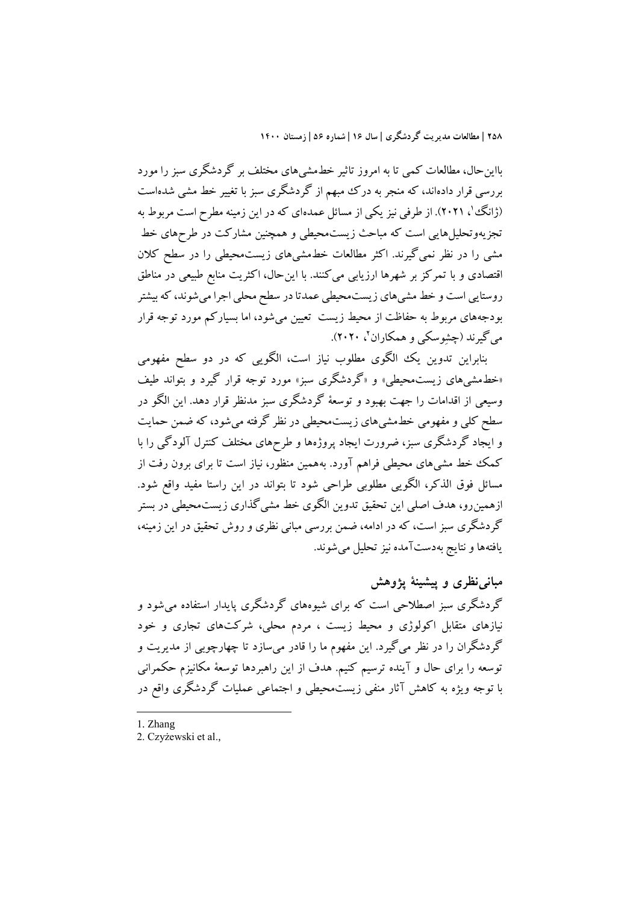بااین‌حال، مطالعات کمی تا به امروز تاثیر خط‌مشی‌های مختلف بر گردشگری سبز را مورد بررسی قرار داده‌اند، که منجر به درک مبهم از گردشگری سبز با تغییر خط مشی شده‌است (ژانگ[1]، ۲۰۲۱). از طرفی نیز یکی از مسائل عمده‌ای که در این زمینه مطرح است مربوط به تجزیه‌وتحلیل‌هایی است که مباحث زیست‌محیطی و همچنین مشارکت در طرح‌های خط مشی را در نظر نمی‌گیرند. اکثر مطالعات خط‌مشی‌های زیست‌محیطی را در سطح کلان اقتصادی و با تمرکز بر شهرها ارزیابی می‌کنند. با این‌حال، اکثریت منابع طبیعی در مناطق روستایی است و خط مشی‌های زیست‌محیطی عمدتا در سطح محلی اجرا می‌شوند، که بیشتر بودجه‌های مربوط به حفاظت از محیط زیست تعیین می‌شود، اما بسیارکم مورد توجه قرار می‌گیرند (چِشِوسکی و همکاران[2]، ۲۰۲۰).

بنابراین تدوین یک الگوی مطلوب نیاز است، الگویی که در دو سطح مفهومی «خط‌مشی‌های زیست‌محیطی» و «گردشگری سبز» مورد توجه قرار گیرد و بتواند طیف وسیعی از اقدامات را جهت بهبود و توسعهٔ گردشگری سبز مدنظر قرار دهد. این الگو در سطح کلی و مفهومی خط‌مشی‌های زیست‌محیطی در نظر گرفته می‌شود، که ضمن حمایت و ایجاد گردشگری سبز، ضرورت ایجاد پروژه‌ها و طرح‌های مختلف کنترل آلودگی را با کمک خط مشی‌های محیطی فراهم آورد. به‌همین منظور، نیاز است تا برای برون رفت از مسائل فوق الذکر، الگویی مطلوبی طراحی شود تا بتواند در این راستا مفید واقع شود. ازهمین‌رو، هدف اصلی این تحقیق تدوین الگوی خط مشی‌گذاری زیست‌محیطی در بستر گردشگری سبز است، که در ادامه، ضمن بررسی مبانی نظری و روش تحقیق در این زمینه، یافته‌ها و نتایج به‌دست‌آمده نیز تحلیل می‌شوند.

## مبانی‌نظری و پیشینهٔ پژوهش

گردشگری سبز اصطلاحی است که برای شیوه‌های گردشگری پایدار استفاده می‌شود و نیازهای متقابل اکولوژی و محیط زیست ، مردم محلی، شرکت‌های تجاری و خود گردشگران را در نظر می‌گیرد. این مفهوم ما را قادر می‌سازد تا چهارچوبی از مدیریت و توسعه را برای حال و آینده ترسیم کنیم. هدف از این راهبردها توسعهٔ مکانیزم حکمرانی با توجه ویژه به کاهش آثار منفی زیست‌محیطی و اجتماعی عملیات گردشگری واقع در

---

1. Zhang
2. Czyżewski et al.,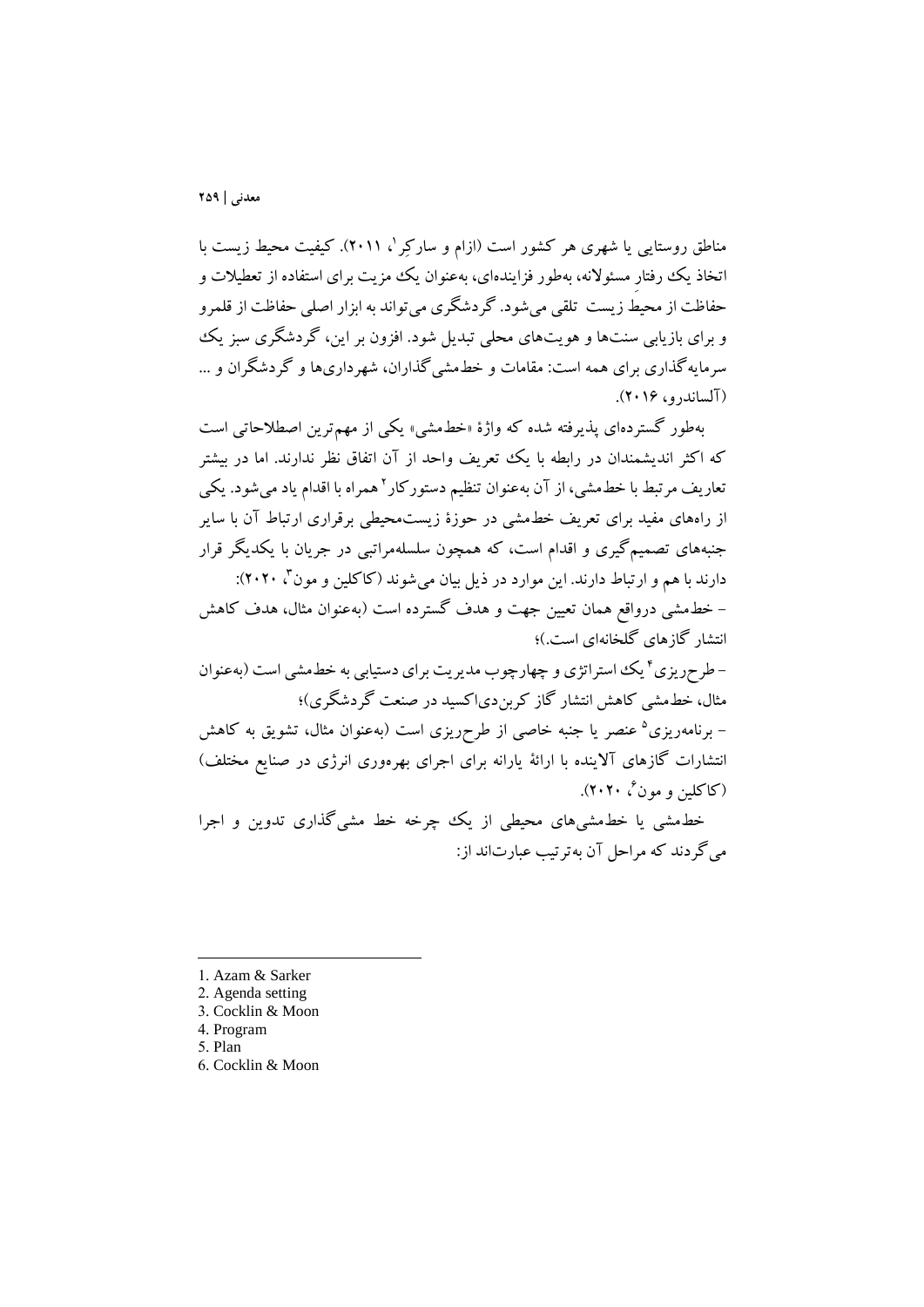مناطق روستایی یا شهری هر کشور است (ازام و سارکِر[1]، ۲۰۱۱). کیفیت محیط زیست با اتخاذ یک رفتارِ مسئولانه، به‌طور فزاینده‌ای، به‌عنوان یک مزیت برای استفاده از تعطیلات و حفاظت از محیط زیست تلقی می‌شود. گردشگری می‌تواند به ابزار اصلی حفاظت از قلمرو و برای بازیابی سنت‌ها و هویت‌های محلی تبدیل شود. افزون بر این، گردشگری سبز یک سرمایه‌گذاری برای همه است: مقامات و خط‌مشی‌گذاران، شهرداری‌ها و گردشگران و ... (آلساندرو، ۲۰۱۶).

به‌طور گسترده‌ای پذیرفته شده که واژهٔ «خط‌مشی» یکی از مهم‌ترین اصطلاحاتی است که اکثر اندیشمندان در رابطه با یک تعریف واحد از آن اتفاق نظر ندارند. اما در بیشتر تعاریف مرتبط با خط‌مشی، از آن به‌عنوان تنظیم دستورکار[2] همراه با اقدام یاد می‌شود. یکی از راه‌های مفید برای تعریف خط‌مشی در حوزهٔ زیست‌محیطی برقراری ارتباط آن با سایر جنبه‌های تصمیم‌گیری و اقدام است، که همچون سلسله‌مراتبی در جریان با یکدیگر قرار دارند با هم و ارتباط دارند. این موارد در ذیل بیان می‌شوند (کاکلین و مون[3]، ۲۰۲۰):

- خط‌مشی درواقع همان تعیین جهت و هدف گسترده است (به‌عنوان مثال، هدف کاهش انتشار گازهای گلخانه‌ای است.)؛
- طرح‌ریزی[4] یک استراتژی و چهارچوب مدیریت برای دستیابی به خط‌مشی است (به‌عنوان مثال، خط‌مشی کاهش انتشار گاز کربن‌دی‌اکسید در صنعت گردشگری)؛
- برنامه‌ریزی[5] عنصر یا جنبه خاصی از طرح‌ریزی است (به‌عنوان مثال، تشویق به کاهش انتشارات گازهای آلاینده با ارائهٔ یارانه برای اجرای بهره‌وری انرژی در صنایع مختلف) (کاکلین و مون[6]، ۲۰۲۰).

خط‌مشی یا خط‌مشی‌های محیطی از یک چرخه خط مشی‌گذاری تدوین و اجرا می‌گردند که مراحل آن به‌ترتیب عبارت‌اند از:

---

1. Azam & Sarker
2. Agenda setting
3. Cocklin & Moon
4. Program
5. Plan
6. Cocklin & Moon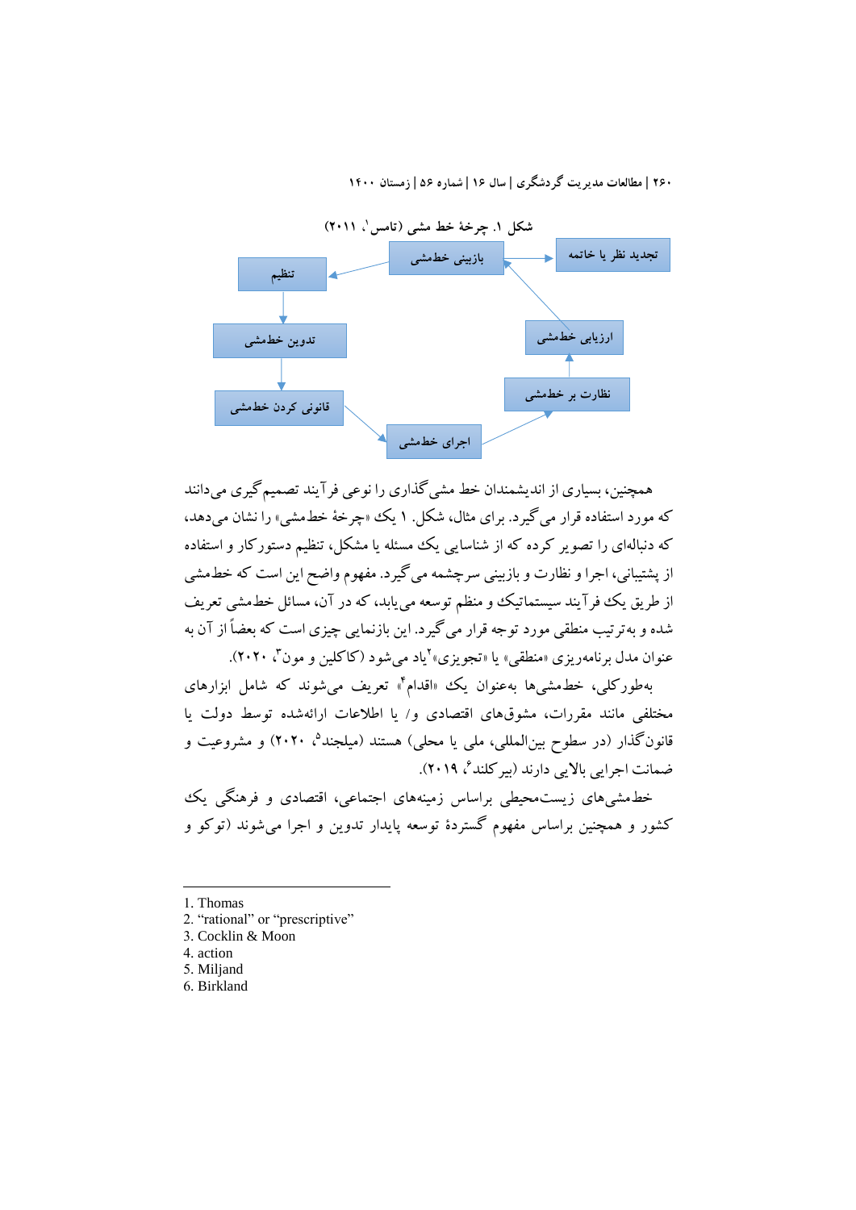شکل ۱. چرخهٔ خط مشی (تامس[1]، ۲۰۱۱)

بازبینی خط‌مشی ← تجدید نظر یا خاتمه

بازبینی خط‌مشی ← تنظیم ← تدوین خط‌مشی ← قانونی کردن خط‌مشی ← اجرای خط‌مشی ← نظارت بر خط‌مشی ← ارزیابی خط‌مشی ← بازبینی خط‌مشی

همچنین، بسیاری از اندیشمندان خط مشی‌گذاری را نوعی فرآیند تصمیم گیری می‌دانند که مورد استفاده قرار می‌گیرد. برای مثال، شکل. ۱ یک «چرخهٔ خط‌مشی» را نشان می‌دهد، که دنباله‌ای را تصویر کرده که از شناسایی یک مسئله یا مشکل، تنظیم دستورکار و استفاده از پشتیبانی، اجرا و نظارت و بازبینی سرچشمه می‌گیرد. مفهوم واضح این است که خط‌مشی از طریق یک فرآیند سیستماتیک و منظم توسعه می‌یابد، که در آن، مسائل خط‌مشی تعریف شده و به‌ترتیب منطقی مورد توجه قرار می‌گیرد. این بازنمایی چیزی است که بعضاً از آن به عنوان مدل برنامه‌ریزی «منطقی» یا «تجویزی»[2] یاد می‌شود (کاکلین و مون[3]، ۲۰۲۰).

به‌طورکلی، خط‌مشی‌ها به‌عنوان یک «اقدام[4]» تعریف می‌شوند که شامل ابزارهای مختلفی مانند مقررات، مشوق‌های اقتصادی و/ یا اطلاعات ارائه‌شده توسط دولت یا قانون‌گذار (در سطوح بین‌المللی، ملی یا محلی) هستند (میلجند[5]، ۲۰۲۰) و مشروعیت و ضمانت اجرایی بالایی دارند (بیرکلند[6]، ۲۰۱۹).

خط‌مشی‌های زیست‌محیطی براساس زمینه‌های اجتماعی، اقتصادی و فرهنگی یک کشور و همچنین براساس مفهوم گستردهٔ توسعه پایدار تدوین و اجرا می‌شوند (توکو و

---

1. Thomas
2. "rational" or "prescriptive"
3. Cocklin & Moon
4. action
5. Miljand
6. Birkland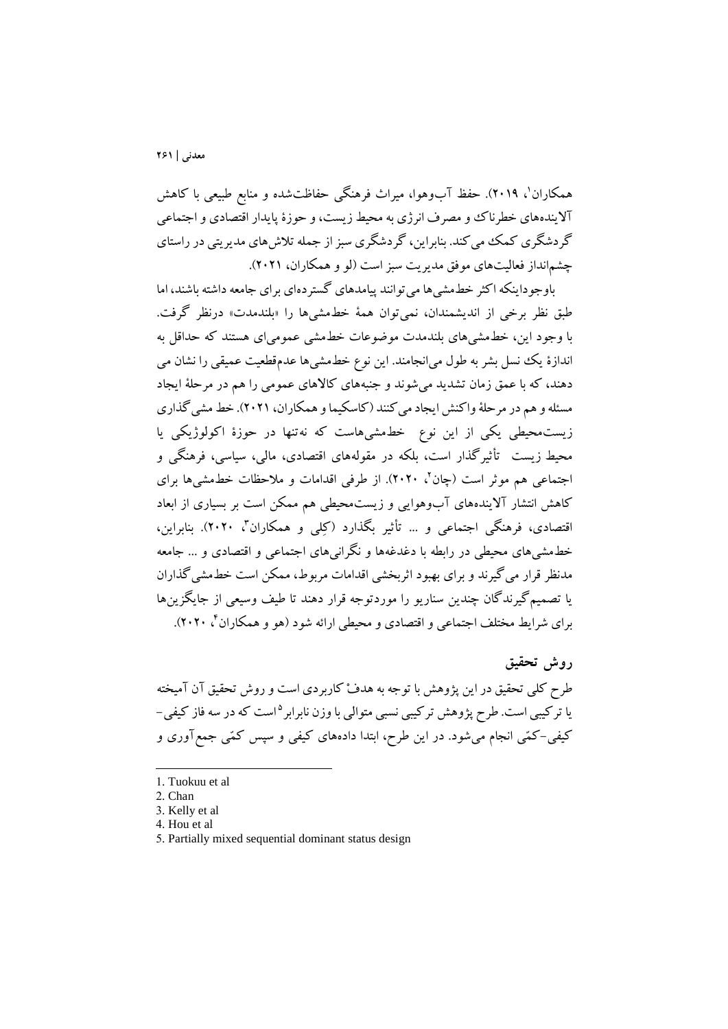همکاران[1]، ۲۰۱۹). حفظ آب‌وهوا، میراث فرهنگی حفاظت‌شده و منابع طبیعی با کاهش آلاینده‌های خطرناک و مصرف انرژی به محیط زیست، و حوزهٔ پایدار اقتصادی و اجتماعی گردشگری کمک می‌کند. بنابراین، گردشگری سبز از جمله تلاش‌های مدیریتی در راستای چشم‌انداز فعالیت‌های موفق مدیریت سبز است (لو و همکاران، ۲۰۲۱).

باوجوداینکه اکثر خط‌مشی‌ها می‌توانند پیامدهای گسترده‌ای برای جامعه داشته باشند، اما طبق نظر برخی از اندیشمندان، نمی‌توان همهٔ خط‌مشی‌ها را «بلندمدت» درنظر گرفت. با وجود این، خط‌مشی‌های بلندمدت موضوعات خط‌مشی عمومی‌ای هستند که حداقل به اندازهٔ یک نسل بشر به طول می‌انجامند. این نوع خط‌مشی‌ها عدم‌قطعیت عمیقی را نشان می دهند، که با عمق زمان تشدید می‌شوند و جنبه‌های کالاهای عمومی را هم در مرحلهٔ ایجاد مسئله و هم در مرحلهٔ واکنش ایجاد می‌کنند (کاسکیما و همکاران، ۲۰۲۱). خط مشی گذاری زیست‌محیطی یکی از این نوع خط‌مشی‌هاست که نه‌تنها در حوزهٔ اکولوژیکی یا محیط زیست تأثیرگذار است، بلکه در مقوله‌های اقتصادی، مالی، سیاسی، فرهنگی و اجتماعی هم موثر است (چان[2]، ۲۰۲۰). از طرفی اقدامات و ملاحظات خط‌مشی‌ها برای کاهش انتشار آلاینده‌های آب‌وهوایی و زیست‌محیطی هم ممکن است بر بسیاری از ابعاد اقتصادی، فرهنگی اجتماعی و ... تأثیر بگذارد (کِلی و همکاران[3]، ۲۰۲۰). بنابراین، خط‌مشی‌های محیطی در رابطه با دغدغه‌ها و نگرانی‌های اجتماعی و اقتصادی و ... جامعه مدنظر قرار می‌گیرند و برای بهبود اثربخشی اقدامات مربوط، ممکن است خط‌مشی‌گذاران یا تصمیم‌گیرندگان چندین سناریو را موردتوجه قرار دهند تا طیف وسیعی از جایگزین‌ها برای شرایط مختلف اجتماعی و اقتصادی و محیطی ارائه شود (هو و همکاران[4]، ۲۰۲۰).

## روش تحقیق

طرح کلی تحقیق در این پژوهش با توجه به هدفْ کاربردی است و روش تحقیق آن آمیخته یا ترکیبی است. طرح پژوهش ترکیبی نسبی متوالی با وزن نابرابر[5] است که در سه فاز کیفی–کیفی–کمّی انجام می‌شود. در این طرح، ابتدا داده‌های کیفی و سپس کمّی جمع‌آوری و

---

1. Tuokuu et al
2. Chan
3. Kelly et al
4. Hou et al
5. Partially mixed sequential dominant status design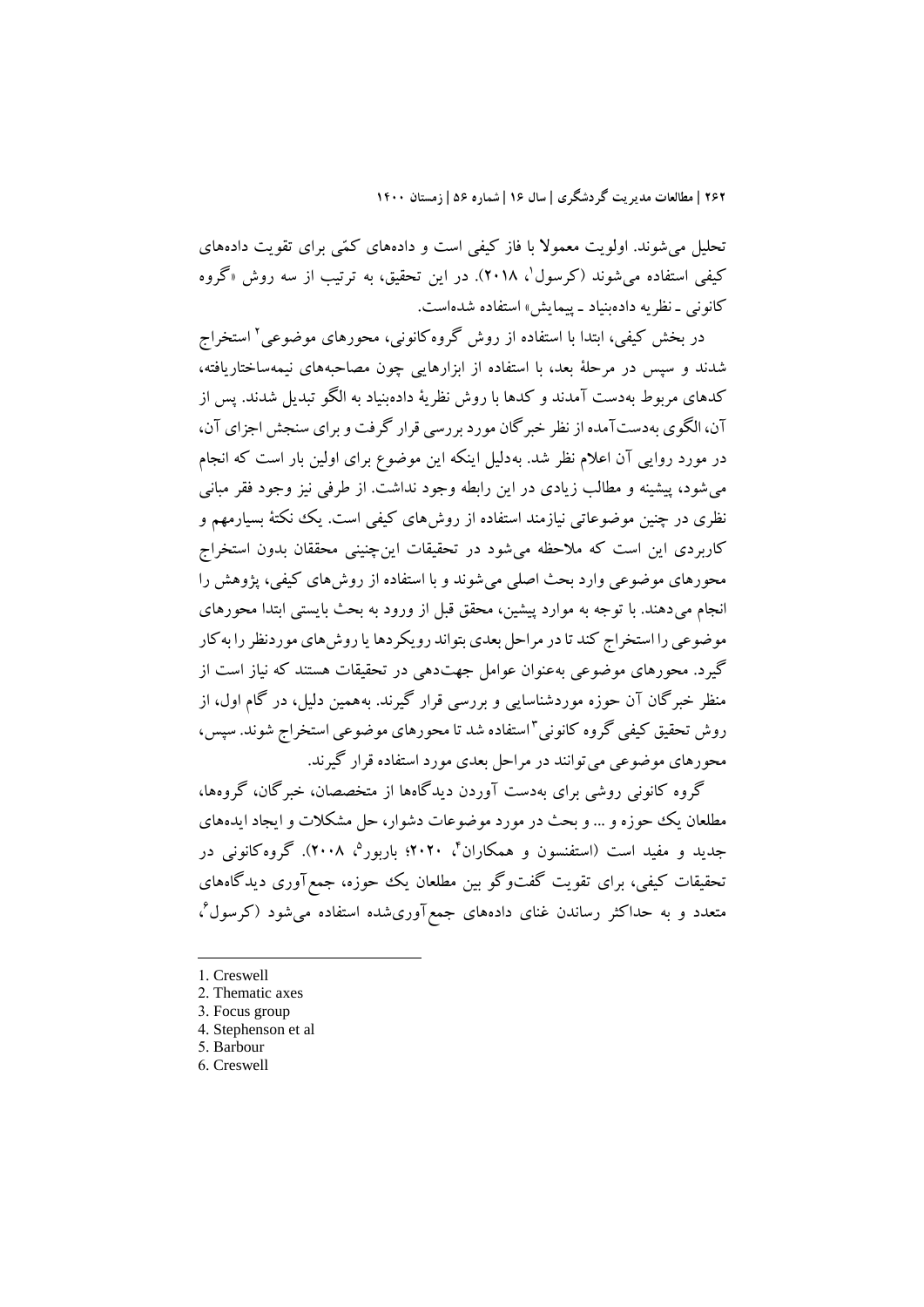تحلیل می‌شوند. اولویت معمولا با فاز کیفی است و داده‌های کمّی برای تقویت داده‌های کیفی استفاده می‌شوند (کرسول[1]، ۲۰۱۸). در این تحقیق، به ترتیب از سه روش «گروه کانونی ـ نظریه داده‌بنیاد ـ پیمایش» استفاده شده‌است.

در بخش کیفی، ابتدا با استفاده از روش گروه‌کانونی، محورهای موضوعی[2] استخراج شدند و سپس در مرحلهٔ بعد، با استفاده از ابزارهایی چون مصاحبه‌های نیمه‌ساختاریافته، کدهای مربوط به‌دست آمدند و کدها با روش نظریهٔ داده‌بنیاد به الگو تبدیل شدند. پس از آن، الگوی به‌دست‌آمده از نظر خبرگان مورد بررسی قرار گرفت و برای سنجش اجزای آن، در مورد روایی آن اعلام نظر شد. به‌دلیل اینکه این موضوع برای اولین بار است که انجام می‌شود، پیشینه و مطالب زیادی در این رابطه وجود نداشت. از طرفی نیز وجود فقر مبانی نظری در چنین موضوعاتی نیازمند استفاده از روش‌های کیفی است. یک نکتهٔ بسیارمهم و کاربردی این است که ملاحظه می‌شود در تحقیقات این‌چنینی محققان بدون استخراج محورهای موضوعی وارد بحث اصلی می‌شوند و با استفاده از روش‌های کیفی، پژوهش را انجام می‌دهند. با توجه به موارد پیشین، محقق قبل از ورود به بحث بایستی ابتدا محورهای موضوعی را استخراج کند تا در مراحل بعدی بتواند رویکردها یا روش‌های موردنظر را به‌کار گیرد. محورهای موضوعی به‌عنوان عوامل جهت‌دهی در تحقیقات هستند که نیاز است از منظر خبرگان آن حوزه موردشناسایی و بررسی قرار گیرند. به‌همین دلیل، در گام اول، از روش تحقیق کیفی گروه کانونی[3] استفاده شد تا محورهای موضوعی استخراج شوند. سپس، محورهای موضوعی می‌توانند در مراحل بعدی مورد استفاده قرار گیرند.

گروه کانونی روشی برای به‌دست آوردن دیدگاه‌ها از متخصصان، خبرگان، گروه‌ها، مطلعان یک حوزه و ... و بحث در مورد موضوعات دشوار، حل مشکلات و ایجاد ایده‌های جدید و مفید است (استفنسون و همکاران[4]، ۲۰۲۰؛ باربور[5]، ۲۰۰۸). گروه‌کانونی در تحقیقات کیفی، برای تقویت گفت‌وگو بین مطلعان یک حوزه، جمع‌آوری دیدگاه‌های متعدد و به حداکثر رساندن غنای داده‌های جمع‌آوری‌شده استفاده می‌شود (کرسول[6]،

---

1. Creswell
2. Thematic axes
3. Focus group
4. Stephenson et al
5. Barbour
6. Creswell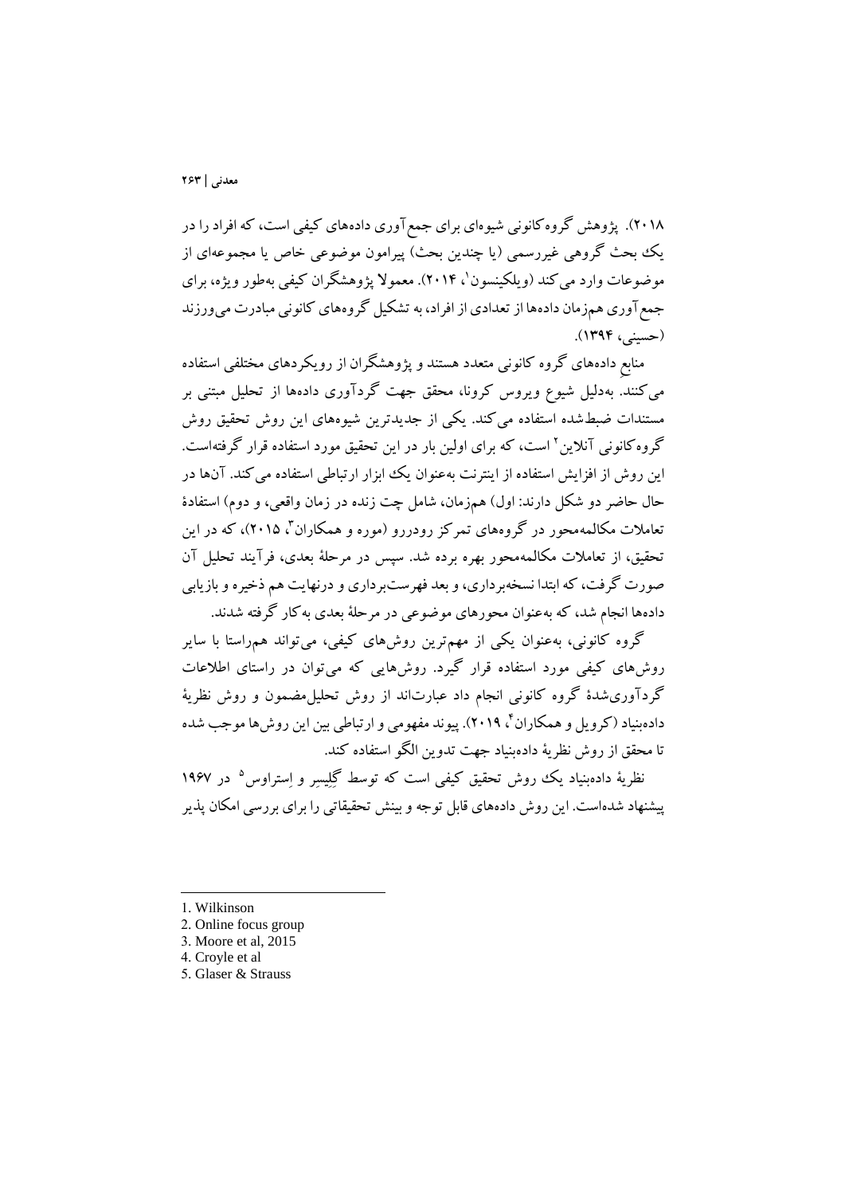۲۰۱۸). پژوهش گروه‌کانونی شیوه‌ای برای جمع‌آوری داده‌های کیفی است، که افراد را در یک بحث گروهی غیررسمی (یا چندین بحث) پیرامون موضوعی خاص یا مجموعه‌ای از موضوعات وارد می‌کند (ویلکینسون[1]، ۲۰۱۴). معمولا پژوهشگران کیفی به‌طور ویژه، برای جمع‌آوری هم‌زمان داده‌ها از تعدادی از افراد، به تشکیل گروه‌های کانونی مبادرت می‌ورزند (حسینی، ۱۳۹۴).

منابعِ داده‌های گروه کانونی متعدد هستند و پژوهشگران از رویکردهای مختلفی استفاده می‌کنند. به‌دلیل شیوع ویروس کرونا، محقق جهت گردآوری داده‌ها از تحلیل مبتنی بر مستندات ضبط‌شده استفاده می‌کند. یکی از جدیدترین شیوه‌های این روش تحقیق روش گروه‌کانونی آنلاین[2] است، که برای اولین بار در این تحقیق مورد استفاده قرار گرفته‌است. این روش از افزایش استفاده از اینترنت به‌عنوان یک ابزار ارتباطی استفاده می‌کند. آن‌ها در حال حاضر دو شکل دارند: اول) هم‌زمان، شامل چت زنده در زمان واقعی، و دوم) استفادهٔ تعاملات مکالمه‌محور در گروه‌های تمرکز رودررو (موره و همکاران[3]، ۲۰۱۵)، که در این تحقیق، از تعاملات مکالمه‌محور بهره برده شد. سپس در مرحلهٔ بعدی، فرآیند تحلیل آن صورت گرفت، که ابتدا نسخه‌برداری، و بعد فهرست‌برداری و درنهایت هم ذخیره و بازیابی داده‌ها انجام شد، که به‌عنوان محورهای موضوعی در مرحلهٔ بعدی به‌کار گرفته شدند.

گروه کانونی، به‌عنوان یکی از مهم‌ترین روش‌های کیفی، می‌تواند هم‌راستا با سایر روش‌های کیفی مورد استفاده قرار گیرد. روش‌هایی که می‌توان در راستای اطلاعات گردآوری‌شدهٔ گروه کانونی انجام داد عبارت‌اند از روش تحلیل‌مضمون و روش نظریهٔ داده‌بنیاد (کرویل و همکاران[4]، ۲۰۱۹). پیوند مفهومی و ارتباطی بین این روش‌ها موجب شده تا محقق از روش نظریهٔ داده‌بنیاد جهت تدوین الگو استفاده کند.

نظریهٔ داده‌بنیاد یک روش تحقیق کیفی است که توسط گِلِیسِر و اِستراوس[5] در ۱۹۶۷ پیشنهاد شده‌است. این روش داده‌های قابل توجه و بینش تحقیقاتی را برای بررسی امکان پذیر

---

1. Wilkinson
2. Online focus group
3. Moore et al, 2015
4. Croyle et al
5. Glaser & Strauss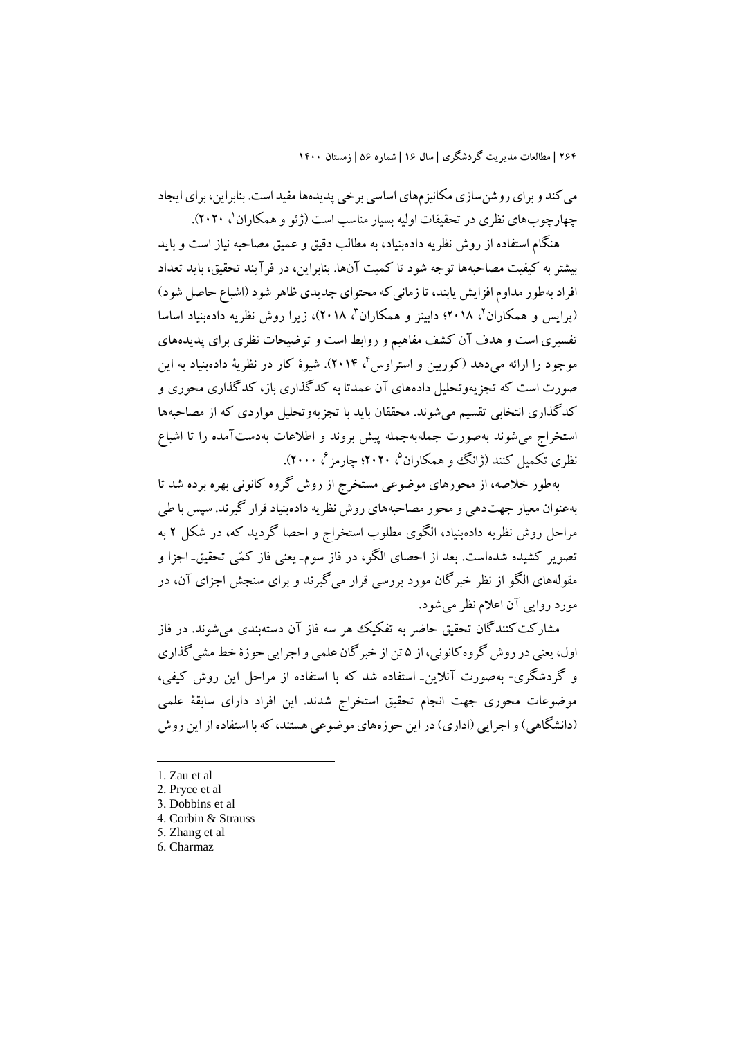می‌کند و برای روشن‌سازی مکانیزم‌های اساسی برخی پدیده‌ها مفید است. بنابراین، برای ایجاد چهارچوب‌های نظری در تحقیقات اولیه بسیار مناسب است (ژئو و همکاران[1]، ۲۰۲۰).

هنگام استفاده از روش نظریه داده‌بنیاد، به مطالب دقیق و عمیق مصاحبه نیاز است و باید بیشتر به کیفیت مصاحبه‌ها توجه شود تا کمیت آن‌ها. بنابراین، در فرآیند تحقیق، باید تعداد افراد به‌طور مداوم افزایش یابند، تا زمانی‌که محتوای جدیدی ظاهر شود (اشباع حاصل شود) (پرایس و همکاران[2]، ۲۰۱۸؛ دابینز و همکاران[3]، ۲۰۱۸)، زیرا روش نظریه داده‌بنیاد اساسا تفسیری است و هدف آن کشف مفاهیم و روابط است و توضیحات نظری برای پدیده‌های موجود را ارائه می‌دهد (کوربین و استراوس[4]، ۲۰۱۴). شیوهٔ کار در نظریهٔ داده‌بنیاد به این صورت است که تجزیه‌وتحلیل داده‌های آن عمدتا به کدگذاری باز، کدگذاری محوری و کدگذاری انتخابی تقسیم می‌شوند. محققان باید با تجزیه‌وتحلیل مواردی که از مصاحبه‌ها استخراج می‌شوند به‌صورت جمله‌به‌جمله پیش بروند و اطلاعات به‌دست‌آمده را تا اشباع نظری تکمیل کنند (ژانگ و همکاران[5]، ۲۰۲۰؛ چارمز[6]، ۲۰۰۰).

به‌طور خلاصه، از محورهای موضوعی مستخرج از روش گروه کانونی بهره برده شد تا به‌عنوان معیار جهت‌دهی و محور مصاحبه‌های روش نظریه داده‌بنیاد قرار گیرند. سپس با طی مراحل روش نظریه داده‌بنیاد، الگوی مطلوب استخراج و احصا گردید که، در شکل ۲ به تصویر کشیده شده‌است. بعد از احصای الگو، در فاز سوم- یعنی فاز کمّی تحقیق- اجزا و مقوله‌های الگو از نظر خبرگان مورد بررسی قرار می‌گیرند و برای سنجش اجزای آن، در مورد روایی آن اعلام نظر می‌شود.

مشارکت‌کنندگان تحقیق حاضر به تفکیک هر سه فاز آن دسته‌بندی می‌شوند. در فاز اول، یعنی در روش گروه‌کانونی، از ۵ تن از خبرگان علمی و اجرایی حوزهٔ خط مشی‌گذاری و گردشگری- به‌صورت آنلاین- استفاده شد که با استفاده از مراحل این روش کیفی، موضوعات محوری جهت انجام تحقیق استخراج شدند. این افراد دارای سابقهٔ علمی (دانشگاهی) و اجرایی (اداری) در این حوزه‌های موضوعی هستند، که با استفاده از این روش

---

1. Zau et al
2. Pryce et al
3. Dobbins et al
4. Corbin & Strauss
5. Zhang et al
6. Charmaz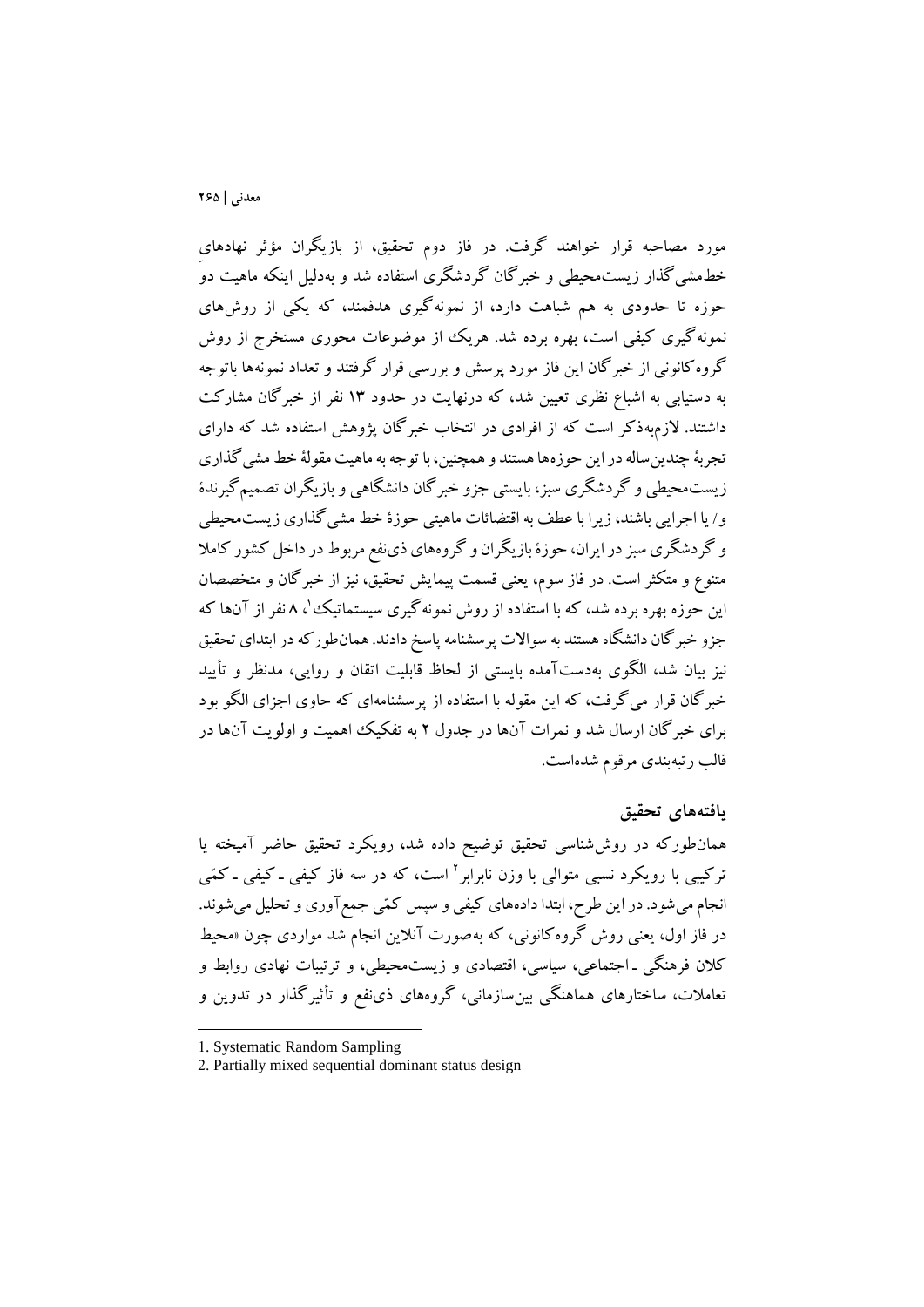مورد مصاحبه قرار خواهند گرفت. در فاز دوم تحقیق، از بازیگران مؤثر نهادهای خط‌مشی‌گذار زیست‌محیطی و خبرگان گردشگری استفاده شد و به‌دلیل اینکه ماهیت دو حوزه تا حدودی به هم شباهت دارد، از نمونه‌گیری هدفمند، که یکی از روش‌های نمونه‌گیری کیفی است، بهره برده شد. هریک از موضوعات محوری مستخرج از روش گروه‌کانونی از خبرگان این فاز مورد پرسش و بررسی قرار گرفتند و تعداد نمونه‌ها باتوجه به دستیابی به اشباع نظری تعیین شد، که درنهایت در حدود ۱۳ نفر از خبرگان مشارکت داشتند. لازم‌به‌ذکر است که از افرادی در انتخاب خبرگان پژوهش استفاده شد که دارای تجربهٔ چندین‌ساله در این حوزه‌ها هستند و همچنین، با توجه به ماهیت مقولهٔ خط مشی گذاری زیست‌محیطی و گردشگری سبز، بایستی جزو خبرگان دانشگاهی و بازیگران تصمیم گیرندهٔ و/ یا اجرایی باشند، زیرا با عطف به اقتضائات ماهیتی حوزهٔ خط مشی گذاری زیست‌محیطی و گردشگری سبز در ایران، حوزهٔ بازیگران و گروه‌های ذی‌نفع مربوط در داخل کشور کاملا متنوع و متکثر است. در فاز سوم، یعنی قسمت پیمایش تحقیق، نیز از خبرگان و متخصصان این حوزه بهره برده شد، که با استفاده از روش نمونه‌گیری سیستماتیک[1]، ۸ نفر از آن‌ها که جزو خبرگان دانشگاه هستند به سوالات پرسشنامه پاسخ دادند. همان‌طورکه در ابتدای تحقیق نیز بیان شد، الگوی به‌دست‌آمده بایستی از لحاظ قابلیت اتقان و روایی، مدنظر و تأیید خبرگان قرار می‌گرفت، که این مقوله با استفاده از پرسشنامه‌ای که حاوی اجزای الگو بود برای خبرگان ارسال شد و نمرات آن‌ها در جدول ۲ به تفکیک اهمیت و اولویت آن‌ها در قالب رتبه‌بندی مرقوم شده‌است.

## یافته‌های تحقیق

همان‌طورکه در روش‌شناسی تحقیق توضیح داده شد، رویکرد تحقیق حاضر آمیخته یا ترکیبی با رویکرد نسبی متوالی با وزن نابرابر[2] است، که در سه فاز کیفی ـ کیفی ـ کمّی انجام می‌شود. در این طرح، ابتدا داده‌های کیفی و سپس کمّی جمع‌آوری و تحلیل می‌شوند. در فاز اول، یعنی روش گروه‌کانونی، که به‌صورت آنلاین انجام شد مواردی چون «محیط کلان فرهنگی ـ اجتماعی، سیاسی، اقتصادی و زیست‌محیطی، و ترتیبات نهادی روابط و تعاملات، ساختارهای هماهنگی بین‌سازمانی، گروه‌های ذی‌نفع و تأثیرگذار در تدوین و

---

1. Systematic Random Sampling
2. Partially mixed sequential dominant status design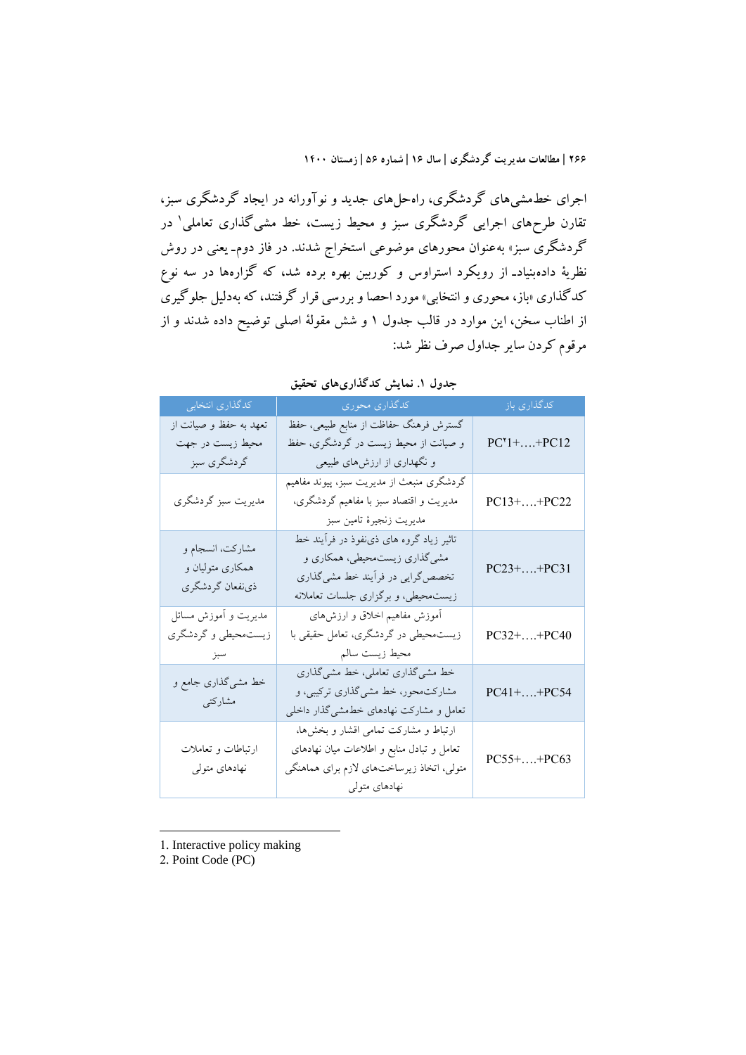اجرای خط‌مشی‌های گردشگری، راه‌حل‌های جدید و نوآورانه در ایجاد گردشگری سبز، تقارن طرح‌های اجرایی گردشگری سبز و محیط زیست، خط مشی‌گذاری تعاملی[1] در گردشگری سبز» به‌عنوان محورهای موضوعی استخراج شدند. در فاز دوم- یعنی در روش نظریهٔ داده‌بنیاد- از رویکرد استراوس و کوربین بهره برده شد، که گزاره‌ها در سه نوع کدگذاری «باز، محوری و انتخابی» مورد احصا و بررسی قرار گرفتند، که به‌دلیل جلوگیری از اطناب سخن، این موارد در قالب جدول ۱ و شش مقولهٔ اصلی توضیح داده شدند و از مرقوم کردن سایر جداول صرف نظر شد:

**جدول ۱. نمایش کدگذاری‌های تحقیق**

| کدگذاری انتخابی | کدگذاری محوری | کدگذاری باز |
|---|---|---|
| تعهد به حفظ و صیانت از محیط زیست در جهت گردشگری سبز | گسترش فرهنگ حفاظت از منابع طبیعی، حفظ و صیانت از محیط زیست در گردشگری، حفظ و نگهداری از ارزش‌های طبیعی | PC[2]1+….+PC12 |
| مدیریت سبز گردشگری | گردشگری منبعث از مدیریت سبز، پیوند مفاهیم مدیریت و اقتصاد سبز با مفاهیم گردشگری، مدیریت زنجیرهٔ تامین سبز | PC13+….+PC22 |
| مشارکت، انسجام و همکاری متولیان و ذی‌نفعان گردشگری | تاثیر زیاد گروه های ذی‌نفوذ در فرآیند خط مشی‌گذاری زیست‌محیطی، همکاری و تخصص‌گرایی در فرآیند خط مشی‌گذاری زیست‌محیطی، و برگزاری جلسات تعاملانه | PC23+….+PC31 |
| مدیریت و آموزش مسائل زیست‌محیطی و گردشگری سبز | آموزش مفاهیم اخلاق و ارزش‌های زیست‌محیطی در گردشگری، تعامل حقیقی با محیط زیست سالم | PC32+….+PC40 |
| خط مشی‌گذاری جامع و مشارکتی | خط مشی‌گذاری تعاملی، خط مشی‌گذاری مشارکت‌محور، خط مشی‌گذاری ترکیبی، و تعامل و مشارکت نهادهای خط‌مشی‌گذار داخلی | PC41+….+PC54 |
| ارتباطات و تعاملات نهادهای متولی | ارتباط و مشارکت تمامی اقشار و بخش‌ها، تعامل و تبادل منابع و اطلاعات میان نهادهای متولی، اتخاذ زیرساخت‌های لازم برای هماهنگی نهادهای متولی | PC55+….+PC63 |

---

1. Interactive policy making
2. Point Code (PC)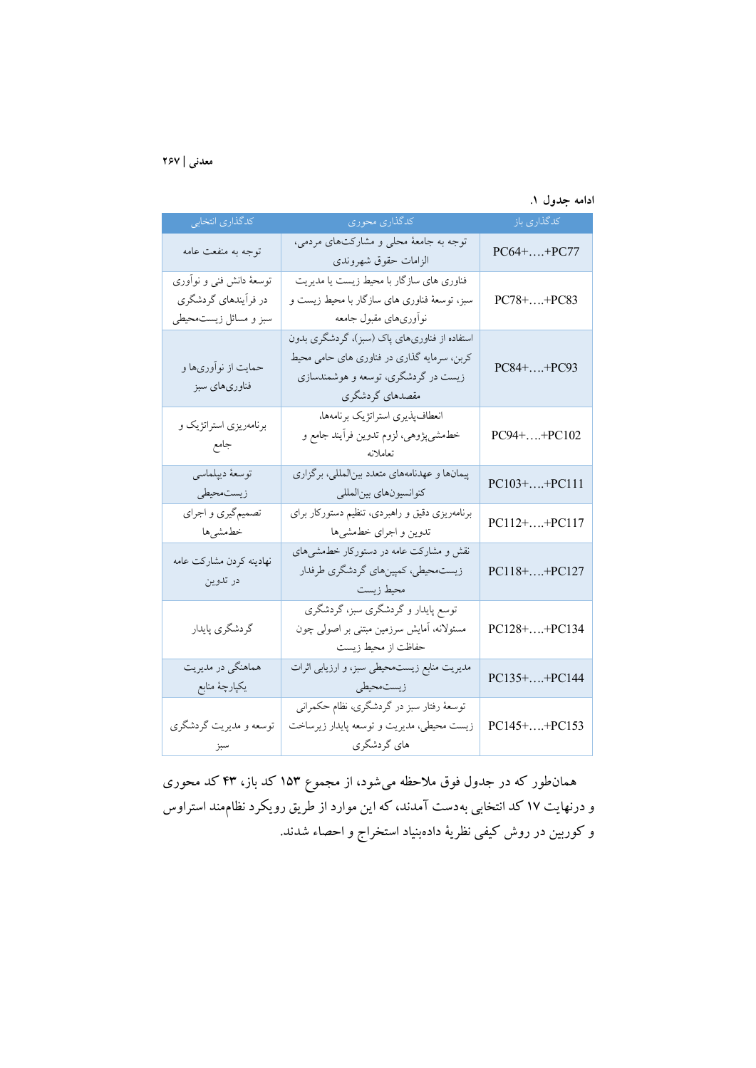ادامه جدول ۱.

| کدگذاری باز | کدگذاری محوری | کدگذاری انتخابی |
| --- | --- | --- |
| PC64+….+PC77 | توجه به جامعهٔ محلی و مشارکت‌های مردمی، الزامات حقوق شهروندی | توجه به منفعت عامه |
| PC78+….+PC83 | فناوری های سازگار با محیط زیست یا مدیریت سبز، توسعهٔ فناوری های سازگار با محیط زیست و نوآوری‌های مقبول جامعه | توسعهٔ دانش فنی و نوآوری در فرآیندهای گردشگری سبز و مسائل زیست‌محیطی |
| PC84+….+PC93 | استفاده از فناوری‌های پاک (سبز)، گردشگری بدون کربن، سرمایه گذاری در فناوری های حامی محیط زیست در گردشگری، توسعه و هوشمندسازی مقصدهای گردشگری | حمایت از نوآوری‌ها و فناوری‌های سبز |
| PC94+….+PC102 | انعطاف‌پذیری استراتژیک برنامه‌ها، خط‌مشی‌پژوهی، لزوم تدوین فرآیند جامع و تعاملانه | برنامه‌ریزی استراتژیک و جامع |
| PC103+….+PC111 | پیمان‌ها و عهدنامه‌های متعدد بین‌المللی، برگزاری کنوانسیون‌های بین‌المللی | توسعهٔ دیپلماسی زیست‌محیطی |
| PC112+….+PC117 | برنامه‌ریزی دقیق و راهبردی، تنظیم دستورکار برای تدوین و اجرای خط‌مشی‌ها | تصمیم‌گیری و اجرای خط‌مشی‌ها |
| PC118+….+PC127 | نقش و مشارکت عامه در دستورکار خط‌مشی‌های زیست‌محیطی، کمپین‌های گردشگری طرفدار محیط زیست | نهادینه کردن مشارکت عامه در تدوین |
| PC128+….+PC134 | توسع پایدار و گردشگری سبز، گردشگری مسئولانه، آمایش سرزمین مبتنی بر اصولی چون حفاظت از محیط زیست | گردشگری پایدار |
| PC135+….+PC144 | مدیریت منابع زیست‌محیطی سبز، و ارزیابی اثرات زیست‌محیطی | هماهنگی در مدیریت یکپارچهٔ منابع |
| PC145+….+PC153 | توسعهٔ رفتار سبز در گردشگری، نظام حکمرانی زیست محیطی، مدیریت و توسعه پایدار زیرساخت های گردشگری | توسعه و مدیریت گردشگری سبز |

همان‌طور که در جدول فوق ملاحظه می‌شود، از مجموع ۱۵۳ کد باز، ۴۳ کد محوری و درنهایت ۱۷ کد انتخابی به‌دست آمدند، که این موارد از طریق رویکرد نظام‌مند استراوس و کوربین در روش کیفی نظریهٔ داده‌بنیاد استخراج و احصاء شدند.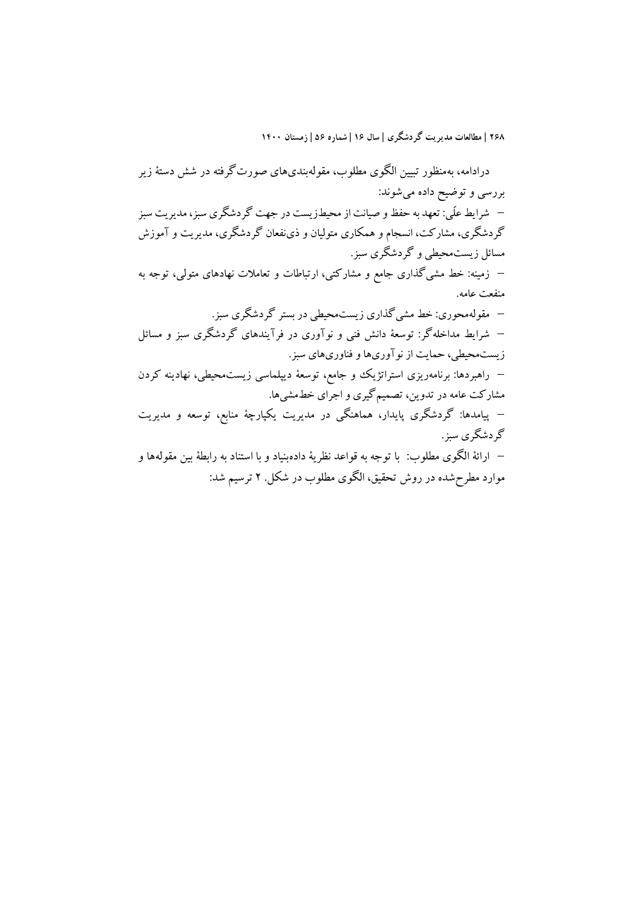درادامه، به‌منظور تبیین الگوی مطلوب، مقوله‌بندی‌های صورت‌گرفته در شش دستهٔ زیر بررسی و توضیح داده می‌شوند:

- شرایط علّی: تعهد به حفظ و صیانت از محیط‌زیست در جهت گردشگری سبز، مدیریت سبز گردشگری، مشارکت، انسجام و همکاری متولیان و ذی‌نفعان گردشگری، مدیریت و آموزش مسائل زیست‌محیطی و گردشگری سبز.
- زمینه: خط مشی‌گذاری جامع و مشارکتی، ارتباطات و تعاملات نهادهای متولی، توجه به منفعت عامه.
- مقوله‌محوری: خط مشی‌گذاری زیست‌محیطی در بستر گردشگری سبز.
- شرایط مداخله‌گر: توسعهٔ دانش فنی و نوآوری در فرآیندهای گردشگری سبز و مسائل زیست‌محیطی، حمایت از نوآوری‌ها و فناوری‌های سبز.
- راهبردها: برنامه‌ریزی استراتژیک و جامع، توسعهٔ دیپلماسی زیست‌محیطی، نهادینه کردن مشارکت عامه در تدوین، تصمیم‌گیری و اجرای خط‌مشی‌ها.
- پیامدها: گردشگری پایدار، هماهنگی در مدیریت یکپارچهٔ منابع، توسعه و مدیریت گردشگری سبز.
- ارائهٔ الگوی مطلوب: با توجه به قواعد نظریهٔ داده‌بنیاد و با استناد به رابطهٔ بین مقوله‌ها و موارد مطرح‌شده در روش تحقیق، الگوی مطلوب در شکل. ۲ ترسیم شد: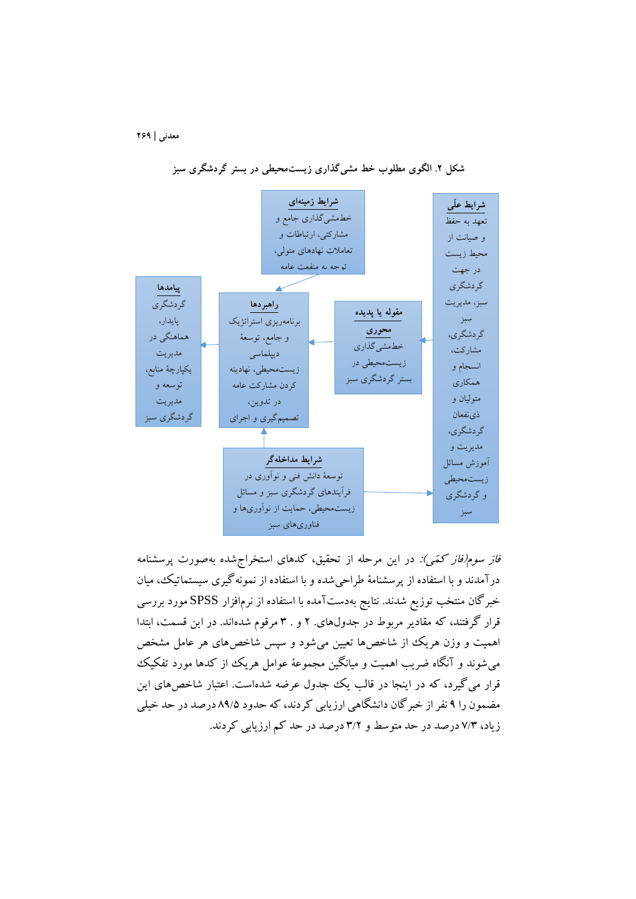شکل ۲. الگوی مطلوب خط مشی‌گذاری زیست‌محیطی در بستر گردشگری سبز

**شرایط علّی**
تعهد به حفظ و صیانت از محیط زیست در جهت گردشگری سبز، مدیریت سبز گردشگری، مشارکت، انسجام و همکاری متولیان و ذی‌نفعان گردشگری، مدیریت و آموزش مسائل زیست‌محیطی و گردشگری سبز

**شرایط زمینه‌ای**
خط‌مشی‌گذاری جامع و مشارکتی، ارتباطات و تعاملات نهادهای متولی، توجه به منفعت عامه

**مقوله یا پدیده محوری**
خط‌مشی‌گذاری زیست‌محیطی در بستر گردشگری سبز

**راهبردها**
برنامه‌ریزی استراتژیک و جامع، توسعهٔ دیپلماسی زیست‌محیطی، نهادینه کردن مشارکت عامه در تدوین، تصمیم‌گیری و اجرای

**پیامدها**
گردشگری پایدار، هماهنگی در مدیریت یکپارچهٔ منابع، توسعه و مدیریت گردشگری سبز

**شرایط مداخله‌گر**
توسعهٔ دانش فنی و نوآوری در فرآیندهای گردشگری سبز و مسائل زیست‌محیطی، حمایت از نوآوری‌ها و فناوری‌های سبز

*فاز سوم(فاز کمّی):* در این مرحله از تحقیق، کدهای استخراج‌شده به‌صورت پرسشنامه درآمدند و با استفاده از پرسشنامهٔ طراحی‌شده و با استفاده از نمونه‌گیری سیستماتیک، میان خبرگان منتخب توزیع شدند. نتایج به‌دست‌آمده با استفاده از نرم‌افزار SPSS مورد بررسی قرار گرفتند، که مقادیر مربوط در جدول‌های ۲ و ۳ مرقوم شده‌اند. در این قسمت، ابتدا اهمیت و وزن هریک از شاخص‌ها تعیین می‌شود و سپس شاخص‌های هر عامل مشخص می‌شوند و آنگاه ضریب اهمیت و میانگین مجموعهٔ عوامل هریک از کدها مورد تفکیک قرار می‌گیرد، که در اینجا در قالب یک جدول عرضه شده‌است. اعتبار شاخص‌های این مضمون را ۹ نفر از خبرگان دانشگاهی ارزیابی کردند، که حدود ۸۹/۵ درصد در حد خیلی زیاد، ۷/۳ درصد در حد متوسط و ۳/۲ درصد در حد کم ارزیابی کردند.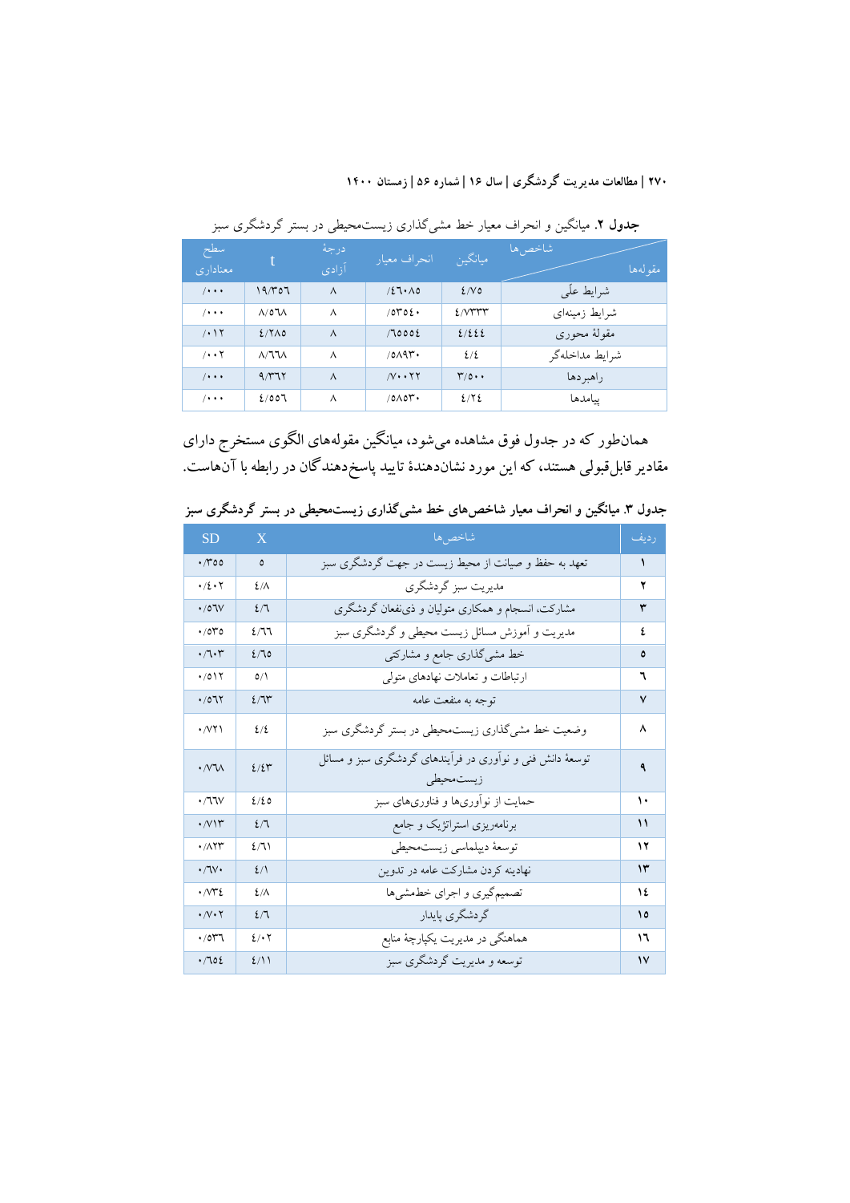**جدول ۲.** میانگین و انحراف معیار خط مشی‌گذاری زیست‌محیطی در بستر گردشگری سبز

| مقوله‌ها / شاخص‌ها | میانگین | انحراف معیار | درجهٔ آزادی | t | سطح معناداری |
|---|---|---|---|---|---|
| شرایط علّی | ۴/۷۵ | /۴۶۰۸۵ | ۸ | ۱۹/۳۵۶ | /۰۰۰ |
| شرایط زمینه‌ای | ۴/۷۳۳۳ | /۵۳۵۴۰ | ۸ | ۸/۵۶۸ | /۰۰۰ |
| مقولهٔ محوری | ۴/۴۴۴ | /۶۵۵۵۴ | ۸ | ۴/۲۸۵ | /۰۱۲ |
| شرایط مداخله‌گر | ۴/۴ | /۵۸۹۳۰ | ۸ | ۸/۶۶۸ | /۰۰۲ |
| راهبردها | ۳/۵۰۰ | /۷۰۰۲۲ | ۸ | ۹/۳۶۲ | /۰۰۰ |
| پیامدها | ۴/۲۴ | /۵۸۵۳۰ | ۸ | ۴/۵۵۶ | /۰۰۰ |

همان‌طور که در جدول فوق مشاهده می‌شود، میانگین مقوله‌های الگوی مستخرج دارای مقادیر قابل‌قبولی هستند، که این مورد نشان‌دهندهٔ تایید پاسخ‌دهندگان در رابطه با آن‌هاست.

**جدول ۳. میانگین و انحراف معیار شاخص‌های خط مشی‌گذاری زیست‌محیطی در بستر گردشگری سبز**

| ردیف | شاخص‌ها | X | SD |
|---|---|---|---|
| ۱ | تعهد به حفظ و صیانت از محیط زیست در جهت گردشگری سبز | ۵ | ۰/۳۵۵ |
| ۲ | مدیریت سبز گردشگری | ۴/۸ | ۰/۴۰۲ |
| ۳ | مشارکت، انسجام و همکاری متولیان و ذی‌نفعان گردشگری | ۴/۶ | ۰/۵۶۷ |
| ۴ | مدیریت و آموزش مسائل زیست محیطی و گردشگری سبز | ۴/۶۶ | ۰/۵۳۵ |
| ۵ | خط مشی‌گذاری جامع و مشارکتی | ۴/۶۵ | ۰/۶۰۳ |
| ۶ | ارتباطات و تعاملات نهادهای متولی | ۵/۱ | ۰/۵۱۲ |
| ۷ | توجه به منفعت عامه | ۴/۶۳ | ۰/۵۶۲ |
| ۸ | وضعیت خط مشی‌گذاری زیست‌محیطی در بستر گردشگری سبز | ۴/۴ | ۰/۷۲۱ |
| ۹ | توسعهٔ دانش فنی و نوآوری در فرآیندهای گردشگری سبز و مسائل زیست‌محیطی | ۴/۴۳ | ۰/۷۶۸ |
| ۱۰ | حمایت از نوآوری‌ها و فناوری‌های سبز | ۴/۴۵ | ۰/۶۶۷ |
| ۱۱ | برنامه‌ریزی استراتژیک و جامع | ۴/۶ | ۰/۷۱۳ |
| ۱۲ | توسعهٔ دیپلماسی زیست‌محیطی | ۴/۶۱ | ۰/۸۲۳ |
| ۱۳ | نهادینه کردن مشارکت عامه در تدوین | ۴/۱ | ۰/۶۷۰ |
| ۱۴ | تصمیم‌گیری و اجرای خط‌مشی‌ها | ۴/۸ | ۰/۷۳۴ |
| ۱۵ | گردشگری پایدار | ۴/۶ | ۰/۷۰۲ |
| ۱۶ | هماهنگی در مدیریت یکپارچهٔ منابع | ۴/۰۲ | ۰/۵۳۶ |
| ۱۷ | توسعه و مدیریت گردشگری سبز | ۴/۱۱ | ۰/۶۵۴ |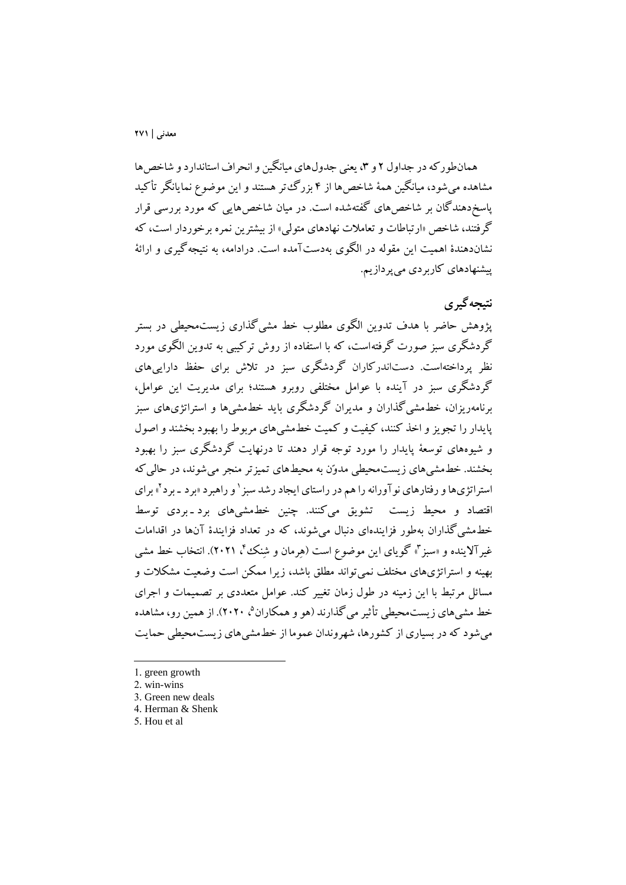همان‌طورکه در جداول ۲ و ۳، یعنی جدول‌های میانگین و انحراف استاندارد و شاخص‌ها مشاهده می‌شود، میانگین همهٔ شاخص‌ها از ۴ بزرگ‌تر هستند و این موضوع نمایانگر تأکید پاسخ‌دهندگان بر شاخص‌های گفته‌شده است. در میان شاخص‌هایی که مورد بررسی قرار گرفتند، شاخص «ارتباطات و تعاملات نهادهای متولی» از بیشترین نمره برخوردار است، که نشان‌دهندهٔ اهمیت این مقوله در الگوی به‌دست‌آمده است. درادامه، به نتیجه‌گیری و ارائهٔ پیشنهادهای کاربردی می‌پردازیم.

## نتیجه‌گیری

پژوهش حاضر با هدف تدوین الگوی مطلوب خط مشی‌گذاری زیست‌محیطی در بستر گردشگری سبز صورت گرفته‌است، که با استفاده از روش ترکیبی به تدوین الگوی مورد نظر پرداخته‌است. دست‌اندرکاران گردشگری سبز در تلاش برای حفظ دارایی‌های گردشگری سبز در آینده با عوامل مختلفی روبرو هستند؛ برای مدیریت این عوامل، برنامه‌ریزان، خط‌مشی‌گذاران و مدیران گردشگری باید خط‌مشی‌ها و استراتژی‌های سبز پایدار را تجویز و اخذ کنند، کیفیت و کمیت خط‌مشی‌های مربوط را بهبود بخشند و اصول و شیوه‌های توسعهٔ پایدار را مورد توجه قرار دهند تا درنهایت گردشگری سبز را بهبود بخشند. خط‌مشی‌های زیست‌محیطی مدوّن به محیط‌های تمیزتر منجر می‌شوند، در حالی‌که استراتژی‌ها و رفتارهای نوآورانه را هم در راستای ایجاد رشد سبز[1] و راهبرد «برد ـ برد[2]» برای اقتصاد و محیط زیست تشویق می‌کنند. چنین خط‌مشی‌های برد ـ بردی توسط خط‌مشی‌گذاران به‌طور فزاینده‌ای دنبال می‌شوند، که در تعداد فزایندهٔ آن‌ها در اقدامات غیرآلاینده و «سبز[3]» گویای این موضوع است (هِرمان و شِنک[4]، ۲۰۲۱). انتخاب خط مشی بهینه و استراتژی‌های مختلف نمی‌تواند مطلق باشد، زیرا ممکن است وضعیت مشکلات و مسائل مرتبط با این زمینه در طول زمان تغییر کند. عوامل متعددی بر تصمیمات و اجرای خط مشی‌های زیست‌محیطی تأثیر می‌گذارند (هو و همکاران[5]، ۲۰۲۰). از همین رو، مشاهده می‌شود که در بسیاری از کشورها، شهروندان عموما از خط‌مشی‌های زیست‌محیطی حمایت

---

1. green growth
2. win-wins
3. Green new deals
4. Herman & Shenk
5. Hou et al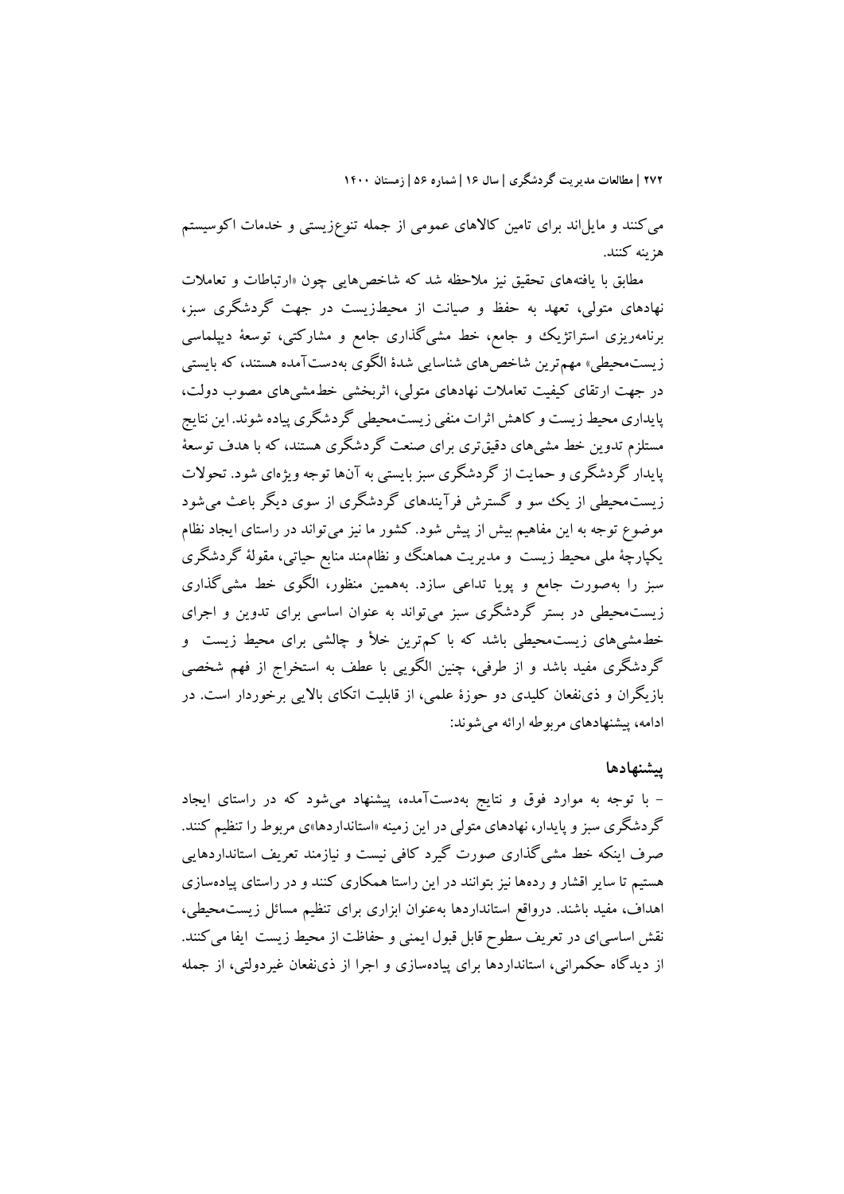می‌کنند و مایل‌اند برای تامین کالاهای عمومی از جمله تنوع‌زیستی و خدمات اکوسیستم هزینه کنند.

مطابق با یافته‌های تحقیق نیز ملاحظه شد که شاخص‌هایی چون «ارتباطات و تعاملات نهادهای متولی، تعهد به حفظ و صیانت از محیط‌زیست در جهت گردشگری سبز، برنامه‌ریزی استراتژیک و جامع، خط مشی‌گذاری جامع و مشارکتی، توسعهٔ دیپلماسی زیست‌محیطی» مهم‌ترین شاخص‌های شناسایی شدهٔ الگوی به‌دست‌آمده هستند، که بایستی در جهت ارتقای کیفیت تعاملات نهادهای متولی، اثربخشی خط‌مشی‌های مصوب دولت، پایداری محیط زیست و کاهش اثرات منفی زیست‌محیطی گردشگری پیاده شوند. این نتایج مستلزم تدوین خط مشی‌های دقیق‌تری برای صنعت گردشگری هستند، که با هدف توسعهٔ پایدار گردشگری و حمایت از گردشگری سبز بایستی به آن‌ها توجه ویژه‌ای شود. تحولات زیست‌محیطی از یک سو و گسترش فرآیندهای گردشگری از سوی دیگر باعث می‌شود موضوع توجه به این مفاهیم بیش از پیش شود. کشور ما نیز می‌تواند در راستای ایجاد نظام یکپارچهٔ ملی محیط زیست و مدیریت هماهنگ و نظام‌مند منابع حیاتی، مقولهٔ گردشگری سبز را به‌صورت جامع و پویا تداعی سازد. به‌همین منظور، الگوی خط مشی‌گذاری زیست‌محیطی در بستر گردشگری سبز می‌تواند به عنوان اساسی برای تدوین و اجرای خط‌مشی‌های زیست‌محیطی باشد که با کم‌ترین خلأ و چالشی برای محیط زیست و گردشگری مفید باشد و از طرفی، چنین الگویی با عطف به استخراج از فهم شخصی بازیگران و ذی‌نفعان کلیدی دو حوزهٔ علمی، از قابلیت اتکای بالایی برخوردار است. در ادامه، پیشنهادهای مربوطه ارائه می‌شوند:

## پیشنهادها

- با توجه به موارد فوق و نتایج به‌دست‌آمده، پیشنهاد می‌شود که در راستای ایجاد گردشگری سبز و پایدار، نهادهای متولی در این زمینه «استانداردها»ی مربوط را تنظیم کنند. صرف اینکه خط مشی‌گذاری صورت گیرد کافی نیست و نیازمند تعریف استانداردهایی هستیم تا سایر اقشار و رده‌ها نیز بتوانند در این راستا همکاری کنند و در راستای پیاده‌سازی اهداف، مفید باشند. درواقع استانداردها به‌عنوان ابزاری برای تنظیم مسائل زیست‌محیطی، نقش اساسی‌ای در تعریف سطوح قابل قبول ایمنی و حفاظت از محیط زیست ایفا می‌کنند. از دیدگاه حکمرانی، استانداردها برای پیاده‌سازی و اجرا از ذی‌نفعان غیردولتی، از جمله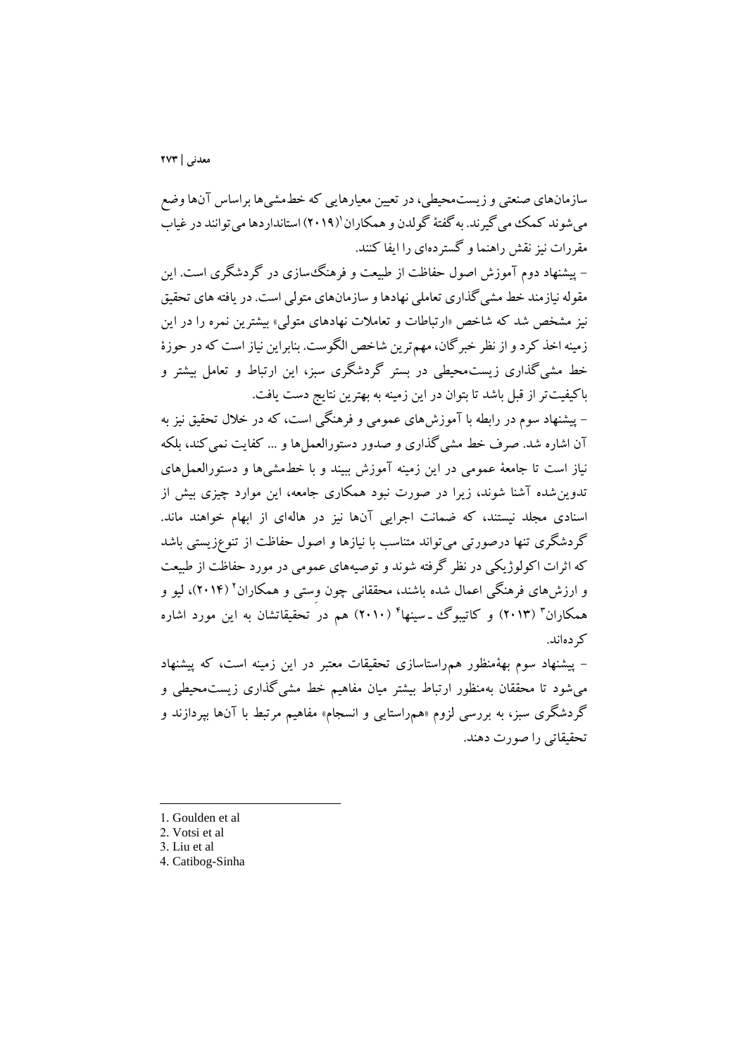سازمان‌های صنعتی و زیست‌محیطی، در تعیین معیارهایی که خط‌مشی‌ها براساس آن‌ها وضع می‌شوند کمک می‌گیرند. به گفتهٔ گولدن و همکاران[1] (۲۰۱۹) استانداردها می‌توانند در غیاب مقررات نیز نقش راهنما و گسترده‌ای را ایفا کنند.

- پیشنهاد دوم آموزش اصول حفاظت از طبیعت و فرهنگ‌سازی در گردشگری است. این مقوله نیازمند خط مشی‌گذاری تعاملی نهادها و سازمان‌های متولی است. در یافته های تحقیق نیز مشخص شد که شاخص «ارتباطات و تعاملات نهادهای متولی» بیشترین نمره را در این زمینه اخذ کرد و از نظر خبرگان، مهم‌ترین شاخص الگوست. بنابراین نیاز است که در حوزهٔ خط مشی‌گذاری زیست‌محیطی در بستر گردشگری سبز، این ارتباط و تعامل بیشتر و باکیفیت‌تر از قبل باشد تا بتوان در این زمینه به بهترین نتایج دست یافت.

- پیشنهاد سوم در رابطه با آموزش‌های عمومی و فرهنگی است، که در خلال تحقیق نیز به آن اشاره شد. صرف خط مشی‌گذاری و صدور دستورالعمل‌ها و ... کفایت نمی‌کند، بلکه نیاز است تا جامعهٔ عمومی در این زمینه آموزش ببیند و با خط‌مشی‌ها و دستورالعمل‌های تدوین‌شده آشنا شوند، زیرا در صورت نبود همکاری جامعه، این موارد چیزی بیش از اسنادی مجلد نیستند، که ضمانت اجرایی آن‌ها نیز در هاله‌ای از ابهام خواهند ماند. گردشگری تنها درصورتی می‌تواند متناسب با نیازها و اصول حفاظت از تنوع‌زیستی باشد که اثرات اکولوژیکی در نظر گرفته شوند و توصیه‌های عمومی در مورد حفاظت از طبیعت و ارزش‌های فرهنگی اعمال شده باشند، محققانی چون وِستی و همکاران[2] (۲۰۱۴)، لیو و همکاران[3] (۲۰۱۳) و کاتیبوگ ـ سینها[4] (۲۰۱۰) هم در تحقیقاتشان به این مورد اشاره کرده‌اند.

- پیشنهاد سوم بهٔ‌منظور هم‌راستاسازی تحقیقات معتبر در این زمینه است، که پیشنهاد می‌شود تا محققان به‌منظور ارتباط بیشتر میان مفاهیم خط مشی‌گذاری زیست‌محیطی و گردشگری سبز، به بررسی لزوم «هم‌راستایی و انسجام» مفاهیم مرتبط با آن‌ها بپردازند و تحقیقاتی را صورت دهند.

---

1. Goulden et al
2. Votsi et al
3. Liu et al
4. Catibog-Sinha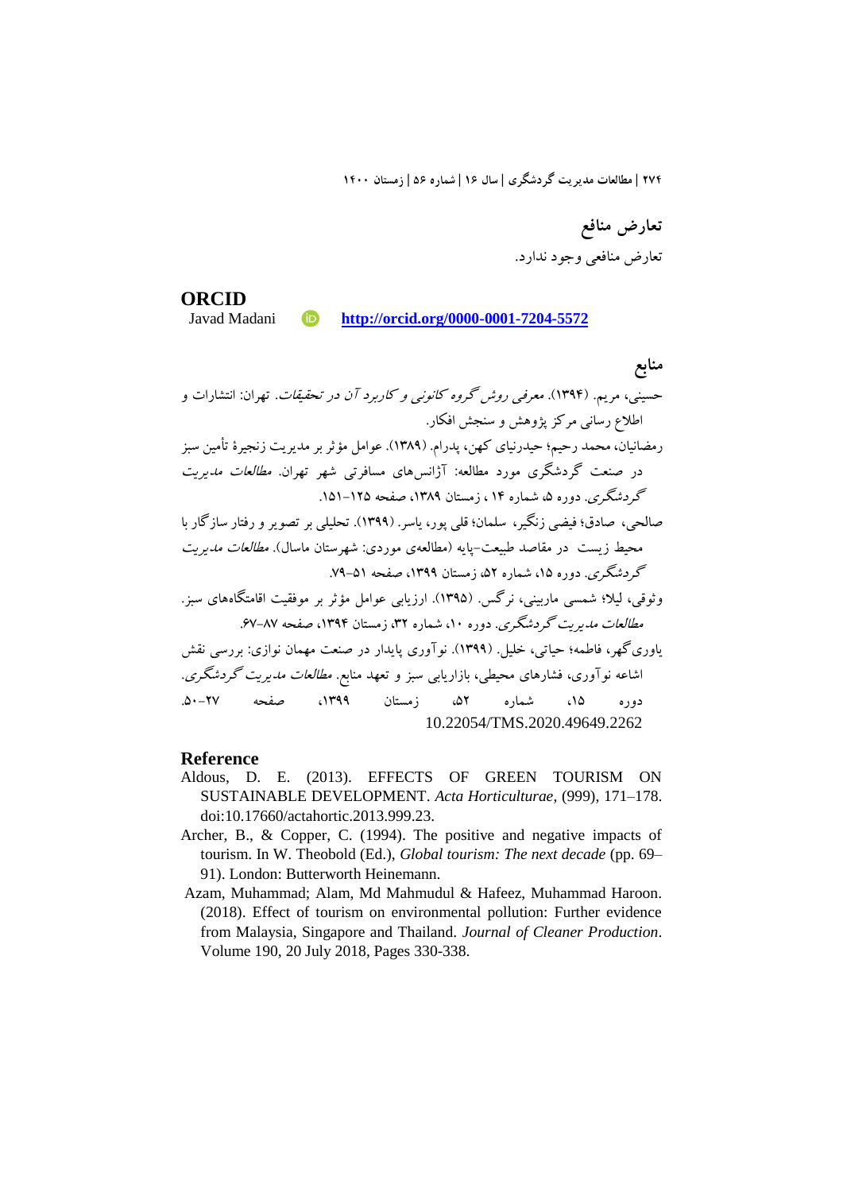## تعارض منافع

تعارض منافعی وجود ندارد.

## ORCID

Javad Madani http://orcid.org/0000-0001-7204-5572

## منابع

حسینی، مریم. (۱۳۹۴). *معرفی روش گروه کانونی و کاربرد آن در تحقیقات*. تهران: انتشارات و اطلاع رسانی مرکز پژوهش و سنجش افکار.

رمضانیان، محمد رحیم؛ حیدرنیای کهن، پدرام. (۱۳۸۹). عوامل مؤثر بر مدیریت زنجیرهٔ تأمین سبز در صنعت گردشگری مورد مطالعه: آژانس‌های مسافرتی شهر تهران. *مطالعات مدیریت گردشگری*. دوره ۵، شماره ۱۴ ، زمستان ۱۳۸۹، صفحه ۱۲۵–۱۵۱.

صالحی، صادق؛ فیضی زنگیر، سلمان؛ قلی پور، یاسر. (۱۳۹۹). تحلیلی بر تصویر و رفتار سازگار با محیط زیست در مقاصد طبیعت–پایه (مطالعه‌ی موردی: شهرستان ماسال). *مطالعات مدیریت گردشگری*. دوره ۱۵، شماره ۵۲، زمستان ۱۳۹۹، صفحه ۵۱–۷۹.

وثوقی، لیلا؛ شمسی ماربینی، نرگس. (۱۳۹۵). ارزیابی عوامل مؤثر بر موفقیت اقامتگاه‌های سبز. *مطالعات مدیریت گردشگری*. دوره ۱۰، شماره ۳۲، زمستان ۱۳۹۴، صفحه ۸۷–۶۷.

یاوری‌گهر، فاطمه؛ حیاتی، خلیل. (۱۳۹۹). نوآوری پایدار در صنعت مهمان نوازی: بررسی نقش اشاعه نوآوری، فشارهای محیطی، بازاریابی سبز و تعهد منابع. *مطالعات مدیریت گردشگری*. دوره ۱۵، شماره ۵۲، زمستان ۱۳۹۹، صفحه ۲۷–۵۰. 10.22054/TMS.2020.49649.2262

## Reference

Aldous, D. E. (2013). EFFECTS OF GREEN TOURISM ON SUSTAINABLE DEVELOPMENT. *Acta Horticulturae*, (999), 171–178. doi:10.17660/actahortic.2013.999.23.

Archer, B., & Copper, C. (1994). The positive and negative impacts of tourism. In W. Theobold (Ed.), *Global tourism: The next decade* (pp. 69–91). London: Butterworth Heinemann.

Azam, Muhammad; Alam, Md Mahmudul & Hafeez, Muhammad Haroon. (2018). Effect of tourism on environmental pollution: Further evidence from Malaysia, Singapore and Thailand. *Journal of Cleaner Production*. Volume 190, 20 July 2018, Pages 330-338.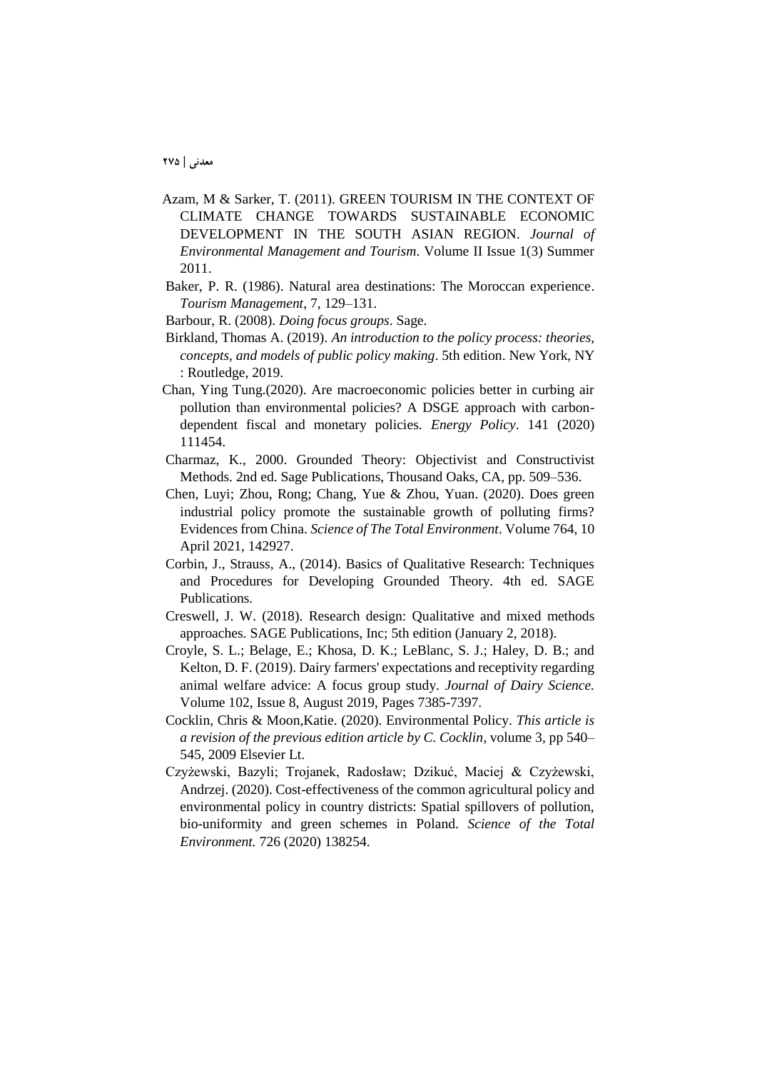Azam, M & Sarker, T. (2011). GREEN TOURISM IN THE CONTEXT OF CLIMATE CHANGE TOWARDS SUSTAINABLE ECONOMIC DEVELOPMENT IN THE SOUTH ASIAN REGION. *Journal of Environmental Management and Tourism*. Volume II Issue 1(3) Summer 2011.

Baker, P. R. (1986). Natural area destinations: The Moroccan experience. *Tourism Management*, 7, 129–131.

Barbour, R. (2008). *Doing focus groups*. Sage.

Birkland, Thomas A. (2019). *An introduction to the policy process: theories, concepts, and models of public policy making*. 5th edition. New York, NY : Routledge, 2019.

Chan, Ying Tung.(2020). Are macroeconomic policies better in curbing air pollution than environmental policies? A DSGE approach with carbon-dependent fiscal and monetary policies. *Energy Policy*. 141 (2020) 111454.

Charmaz, K., 2000. Grounded Theory: Objectivist and Constructivist Methods. 2nd ed. Sage Publications, Thousand Oaks, CA, pp. 509–536.

Chen, Luyi; Zhou, Rong; Chang, Yue & Zhou, Yuan. (2020). Does green industrial policy promote the sustainable growth of polluting firms? Evidences from China. *Science of The Total Environment*. Volume 764, 10 April 2021, 142927.

Corbin, J., Strauss, A., (2014). Basics of Qualitative Research: Techniques and Procedures for Developing Grounded Theory. 4th ed. SAGE Publications.

Creswell, J. W. (2018). Research design: Qualitative and mixed methods approaches. SAGE Publications, Inc; 5th edition (January 2, 2018).

Croyle, S. L.; Belage, E.; Khosa, D. K.; LeBlanc, S. J.; Haley, D. B.; and Kelton, D. F. (2019). Dairy farmers' expectations and receptivity regarding animal welfare advice: A focus group study. *Journal of Dairy Science.* Volume 102, Issue 8, August 2019, Pages 7385-7397.

Cocklin, Chris & Moon,Katie. (2020). Environmental Policy. *This article is a revision of the previous edition article by C. Cocklin*, volume 3, pp 540–545, 2009 Elsevier Lt.

Czyżewski, Bazyli; Trojanek, Radosław; Dzikuć, Maciej & Czyżewski, Andrzej. (2020). Cost-effectiveness of the common agricultural policy and environmental policy in country districts: Spatial spillovers of pollution, bio-uniformity and green schemes in Poland. *Science of the Total Environment.* 726 (2020) 138254.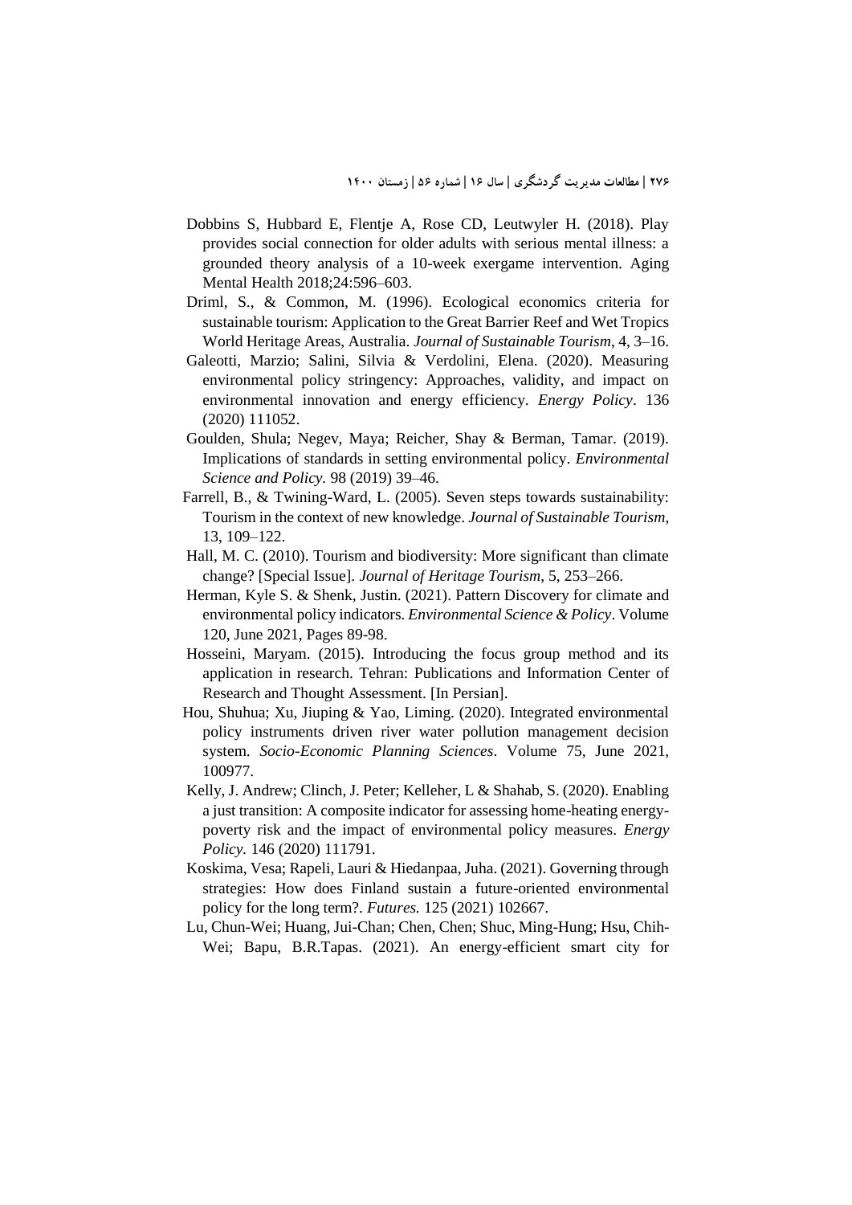Dobbins S, Hubbard E, Flentje A, Rose CD, Leutwyler H. (2018). Play provides social connection for older adults with serious mental illness: a grounded theory analysis of a 10-week exergame intervention. Aging Mental Health 2018;24:596–603.

Driml, S., & Common, M. (1996). Ecological economics criteria for sustainable tourism: Application to the Great Barrier Reef and Wet Tropics World Heritage Areas, Australia. *Journal of Sustainable Tourism*, 4, 3–16.

Galeotti, Marzio; Salini, Silvia & Verdolini, Elena. (2020). Measuring environmental policy stringency: Approaches, validity, and impact on environmental innovation and energy efficiency. *Energy Policy*. 136 (2020) 111052.

Goulden, Shula; Negev, Maya; Reicher, Shay & Berman, Tamar. (2019). Implications of standards in setting environmental policy. *Environmental Science and Policy.* 98 (2019) 39–46.

Farrell, B., & Twining-Ward, L. (2005). Seven steps towards sustainability: Tourism in the context of new knowledge. *Journal of Sustainable Tourism*, 13, 109–122.

Hall, M. C. (2010). Tourism and biodiversity: More significant than climate change? [Special Issue]. *Journal of Heritage Tourism*, 5, 253–266.

Herman, Kyle S. & Shenk, Justin. (2021). Pattern Discovery for climate and environmental policy indicators. *Environmental Science & Policy*. Volume 120, June 2021, Pages 89-98.

Hosseini, Maryam. (2015). Introducing the focus group method and its application in research. Tehran: Publications and Information Center of Research and Thought Assessment. [In Persian].

Hou, Shuhua; Xu, Jiuping & Yao, Liming. (2020). Integrated environmental policy instruments driven river water pollution management decision system. *Socio-Economic Planning Sciences*. Volume 75, June 2021, 100977.

Kelly, J. Andrew; Clinch, J. Peter; Kelleher, L & Shahab, S. (2020). Enabling a just transition: A composite indicator for assessing home-heating energy-poverty risk and the impact of environmental policy measures. *Energy Policy.* 146 (2020) 111791.

Koskima, Vesa; Rapeli, Lauri & Hiedanpaa, Juha. (2021). Governing through strategies: How does Finland sustain a future-oriented environmental policy for the long term?. *Futures.* 125 (2021) 102667.

Lu, Chun-Wei; Huang, Jui-Chan; Chen, Chen; Shuc, Ming-Hung; Hsu, Chih-Wei; Bapu, B.R.Tapas. (2021). An energy-efficient smart city for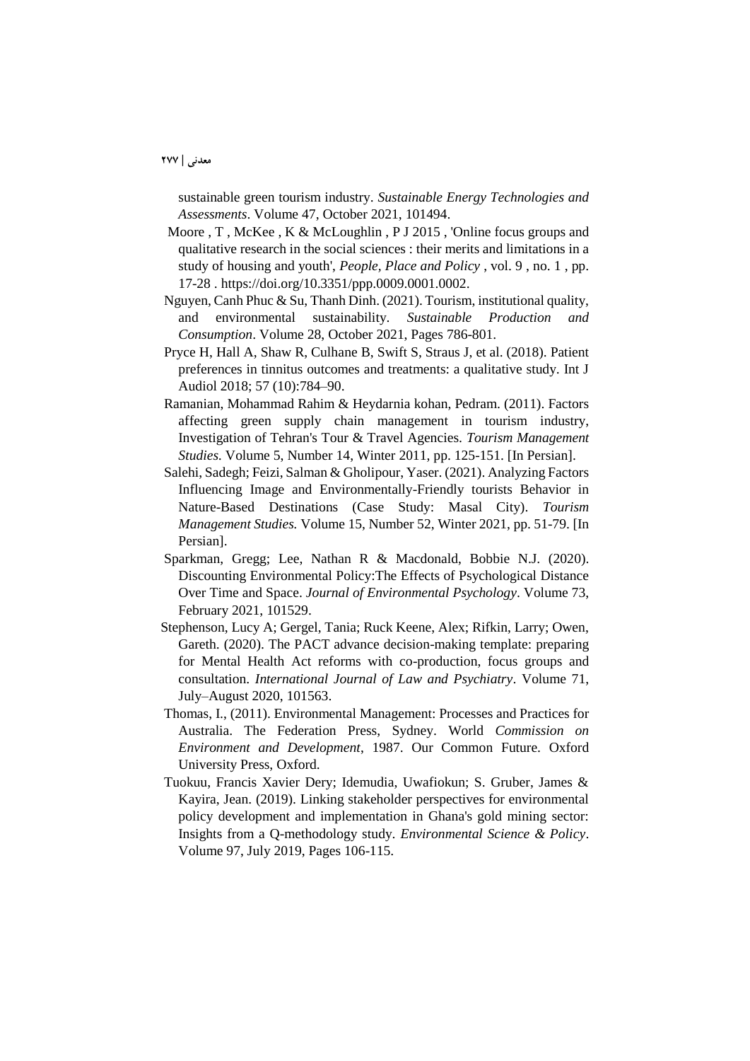sustainable green tourism industry. *Sustainable Energy Technologies and Assessments*. Volume 47, October 2021, 101494.

Moore , T , McKee , K & McLoughlin , P J 2015 , 'Online focus groups and qualitative research in the social sciences : their merits and limitations in a study of housing and youth', *People, Place and Policy* , vol. 9 , no. 1 , pp. 17-28 . https://doi.org/10.3351/ppp.0009.0001.0002.

Nguyen, Canh Phuc & Su, Thanh Dinh. (2021). Tourism, institutional quality, and environmental sustainability. *Sustainable Production and Consumption*. Volume 28, October 2021, Pages 786-801.

Pryce H, Hall A, Shaw R, Culhane B, Swift S, Straus J, et al. (2018). Patient preferences in tinnitus outcomes and treatments: a qualitative study. Int J Audiol 2018; 57 (10):784–90.

Ramanian, Mohammad Rahim & Heydarnia kohan, Pedram. (2011). Factors affecting green supply chain management in tourism industry, Investigation of Tehran's Tour & Travel Agencies. *Tourism Management Studies.* Volume 5, Number 14, Winter 2011, pp. 125-151. [In Persian].

Salehi, Sadegh; Feizi, Salman & Gholipour, Yaser. (2021). Analyzing Factors Influencing Image and Environmentally-Friendly tourists Behavior in Nature-Based Destinations (Case Study: Masal City). *Tourism Management Studies.* Volume 15, Number 52, Winter 2021, pp. 51-79. [In Persian].

Sparkman, Gregg; Lee, Nathan R & Macdonald, Bobbie N.J. (2020). Discounting Environmental Policy:The Effects of Psychological Distance Over Time and Space. *Journal of Environmental Psychology*. Volume 73, February 2021, 101529.

Stephenson, Lucy A; Gergel, Tania; Ruck Keene, Alex; Rifkin, Larry; Owen, Gareth. (2020). The PACT advance decision-making template: preparing for Mental Health Act reforms with co-production, focus groups and consultation. *International Journal of Law and Psychiatry*. Volume 71, July–August 2020, 101563.

Thomas, I., (2011). Environmental Management: Processes and Practices for Australia. The Federation Press, Sydney. World *Commission on Environment and Development*, 1987. Our Common Future. Oxford University Press, Oxford.

Tuokuu, Francis Xavier Dery; Idemudia, Uwafiokun; S. Gruber, James & Kayira, Jean. (2019). Linking stakeholder perspectives for environmental policy development and implementation in Ghana's gold mining sector: Insights from a Q-methodology study. *Environmental Science & Policy*. Volume 97, July 2019, Pages 106-115.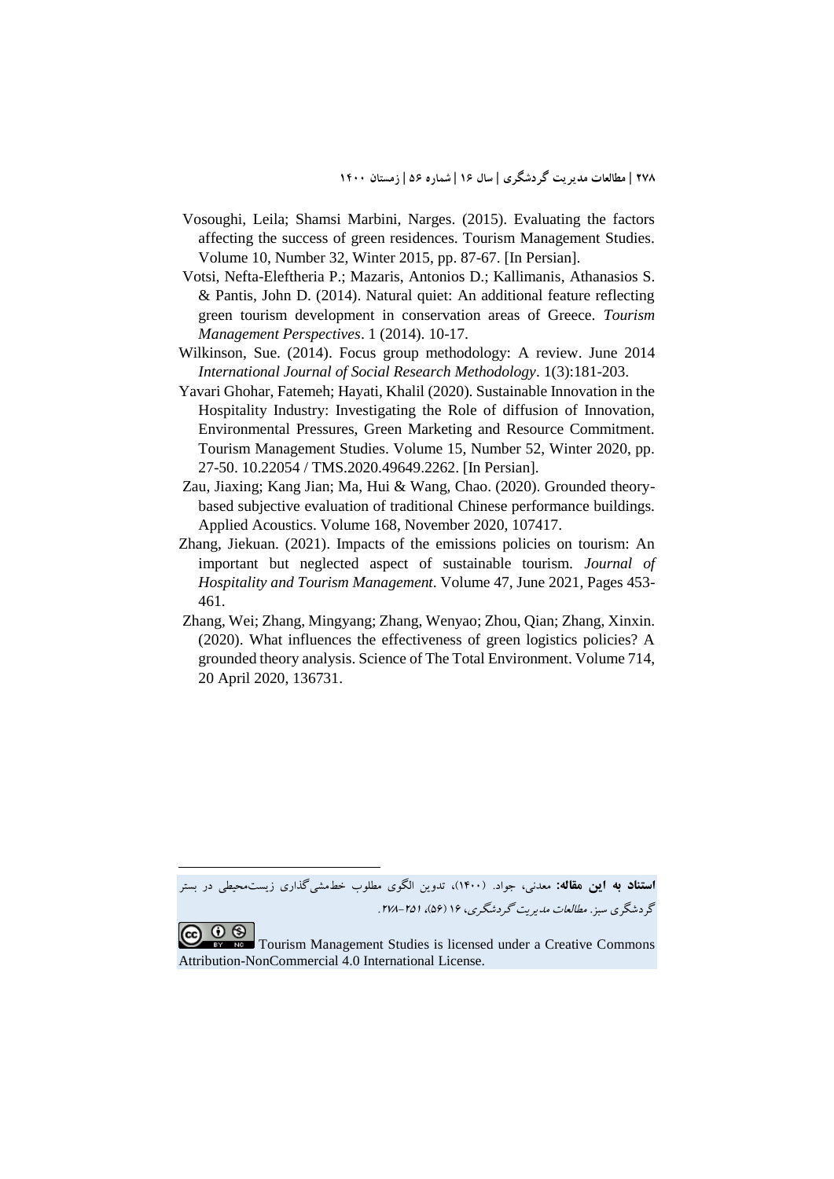Vosoughi, Leila; Shamsi Marbini, Narges. (2015). Evaluating the factors affecting the success of green residences. Tourism Management Studies. Volume 10, Number 32, Winter 2015, pp. 87-67. [In Persian].

Votsi, Nefta-Eleftheria P.; Mazaris, Antonios D.; Kallimanis, Athanasios S. & Pantis, John D. (2014). Natural quiet: An additional feature reflecting green tourism development in conservation areas of Greece. *Tourism Management Perspectives*. 1 (2014). 10-17.

Wilkinson, Sue. (2014). Focus group methodology: A review. June 2014 *International Journal of Social Research Methodology*. 1(3):181-203.

Yavari Ghohar, Fatemeh; Hayati, Khalil (2020). Sustainable Innovation in the Hospitality Industry: Investigating the Role of diffusion of Innovation, Environmental Pressures, Green Marketing and Resource Commitment. Tourism Management Studies. Volume 15, Number 52, Winter 2020, pp. 27-50. 10.22054 / TMS.2020.49649.2262. [In Persian].

Zau, Jiaxing; Kang Jian; Ma, Hui & Wang, Chao. (2020). Grounded theory-based subjective evaluation of traditional Chinese performance buildings. Applied Acoustics. Volume 168, November 2020, 107417.

Zhang, Jiekuan. (2021). Impacts of the emissions policies on tourism: An important but neglected aspect of sustainable tourism. *Journal of Hospitality and Tourism Management*. Volume 47, June 2021, Pages 453-461.

Zhang, Wei; Zhang, Mingyang; Zhang, Wenyao; Zhou, Qian; Zhang, Xinxin. (2020). What influences the effectiveness of green logistics policies? A grounded theory analysis. Science of The Total Environment. Volume 714, 20 April 2020, 136731.

---

**استناد به این مقاله:** معدنی، جواد. (۱۴۰۰)، تدوین الگوی مطلوب خط‌مشی‌گذاری زیست‌محیطی در بستر گردشگری سبز. *مطالعات مدیریت گردشگری*، ۱۶ (۵۶)، ۲۵۱-۲۷۸.

Tourism Management Studies is licensed under a Creative Commons Attribution-NonCommercial 4.0 International License.